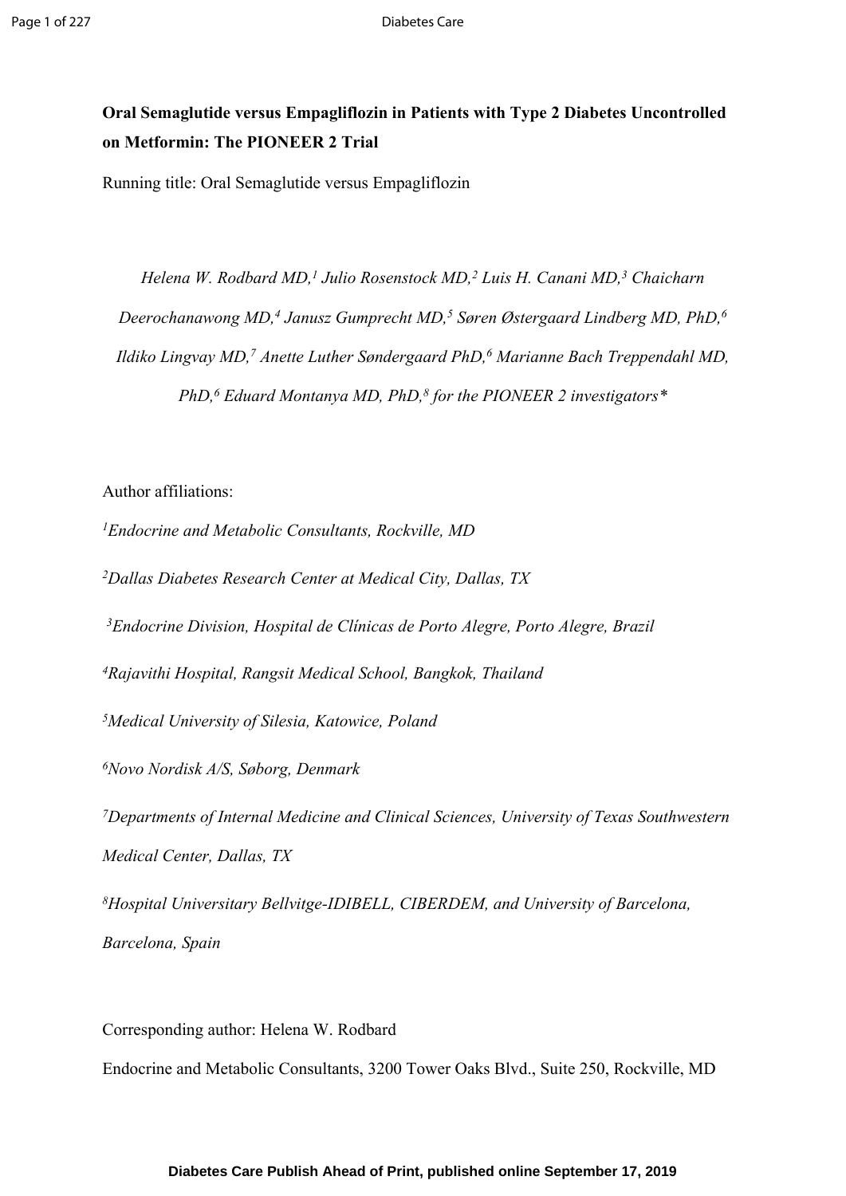# Oral Semaglutide versus Empagliflozin in Patients with Type 2 Diabetes Uncontrolled on Metformin: The PIONEER 2 Trial

Running title: Oral Semaglutide versus Empagliflozin

*Helena W. Rodbard MD,[1] Julio Rosenstock MD,[2] Luis H. Canani MD,[3] Chaicharn Deerochanawong MD,[4] Janusz Gumprecht MD,[5] Søren Østergaard Lindberg MD, PhD,[6] Ildiko Lingvay MD,[7] Anette Luther Søndergaard PhD,[6] Marianne Bach Treppendahl MD, PhD,[6] Eduard Montanya MD, PhD,[8] for the PIONEER 2 investigators\**

Author affiliations:

[1]*Endocrine and Metabolic Consultants, Rockville, MD*

[2]*Dallas Diabetes Research Center at Medical City, Dallas, TX*

[3]*Endocrine Division, Hospital de Clínicas de Porto Alegre, Porto Alegre, Brazil*

[4]*Rajavithi Hospital, Rangsit Medical School, Bangkok, Thailand*

[5]*Medical University of Silesia, Katowice, Poland*

[6]*Novo Nordisk A/S, Søborg, Denmark*

[7]*Departments of Internal Medicine and Clinical Sciences, University of Texas Southwestern Medical Center, Dallas, TX*

[8]*Hospital Universitary Bellvitge-IDIBELL, CIBERDEM, and University of Barcelona, Barcelona, Spain*

Corresponding author: Helena W. Rodbard

Endocrine and Metabolic Consultants, 3200 Tower Oaks Blvd., Suite 250, Rockville, MD

**Diabetes Care Publish Ahead of Print, published online September 17, 2019**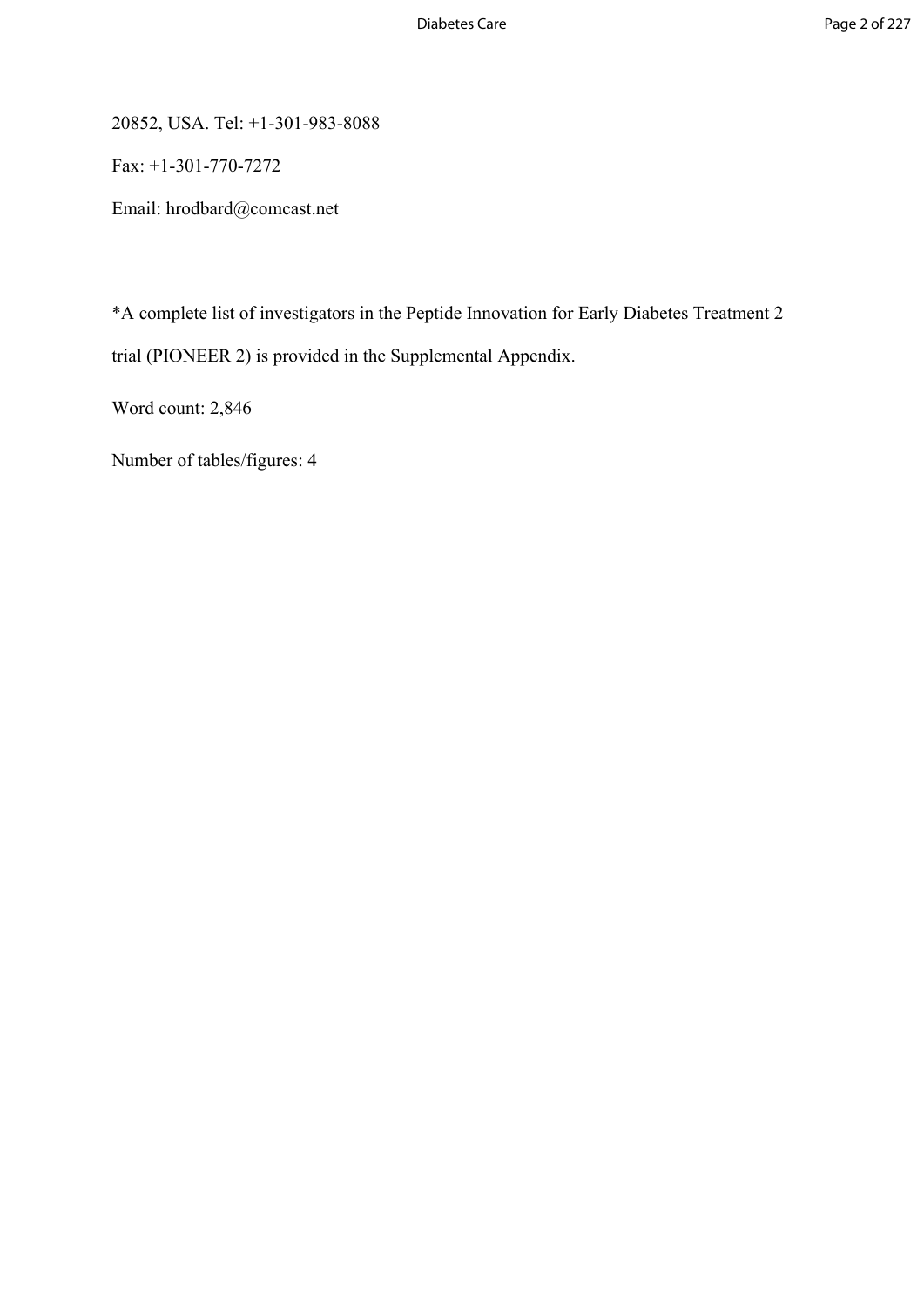20852, USA. Tel: +1-301-983-8088

Fax: +1-301-770-7272

Email: hrodbard@comcast.net

*A complete list of investigators in the Peptide Innovation for Early Diabetes Treatment 2 trial (PIONEER 2) is provided in the Supplemental Appendix.

Word count: 2,846

Number of tables/figures: 4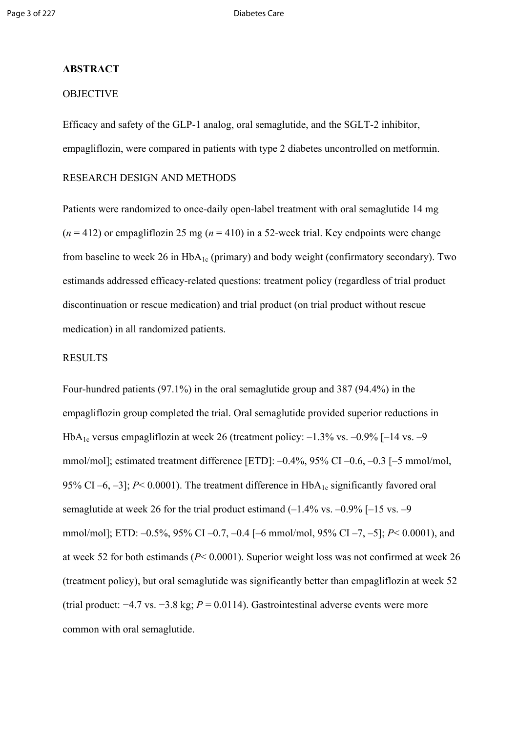## ABSTRACT

OBJECTIVE

Efficacy and safety of the GLP-1 analog, oral semaglutide, and the SGLT-2 inhibitor, empagliflozin, were compared in patients with type 2 diabetes uncontrolled on metformin.

RESEARCH DESIGN AND METHODS

Patients were randomized to once-daily open-label treatment with oral semaglutide 14 mg ($n$ = 412) or empagliflozin 25 mg ($n$ = 410) in a 52-week trial. Key endpoints were change from baseline to week 26 in $HbA_{1c}$ (primary) and body weight (confirmatory secondary). Two estimands addressed efficacy-related questions: treatment policy (regardless of trial product discontinuation or rescue medication) and trial product (on trial product without rescue medication) in all randomized patients.

RESULTS

Four-hundred patients (97.1%) in the oral semaglutide group and 387 (94.4%) in the empagliflozin group completed the trial. Oral semaglutide provided superior reductions in $HbA_{1c}$ versus empagliflozin at week 26 (treatment policy: –1.3% vs. –0.9% [–14 vs. –9 mmol/mol]; estimated treatment difference [ETD]: –0.4%, 95% CI –0.6, –0.3 [–5 mmol/mol, 95% CI –6, –3]; $P$< 0.0001). The treatment difference in $HbA_{1c}$ significantly favored oral semaglutide at week 26 for the trial product estimand (–1.4% vs. –0.9% [–15 vs. –9 mmol/mol]; ETD: –0.5%, 95% CI –0.7, –0.4 [–6 mmol/mol, 95% CI –7, –5]; $P$< 0.0001), and at week 52 for both estimands ($P$< 0.0001). Superior weight loss was not confirmed at week 26 (treatment policy), but oral semaglutide was significantly better than empagliflozin at week 52 (trial product: −4.7 vs. −3.8 kg; $P$ = 0.0114). Gastrointestinal adverse events were more common with oral semaglutide.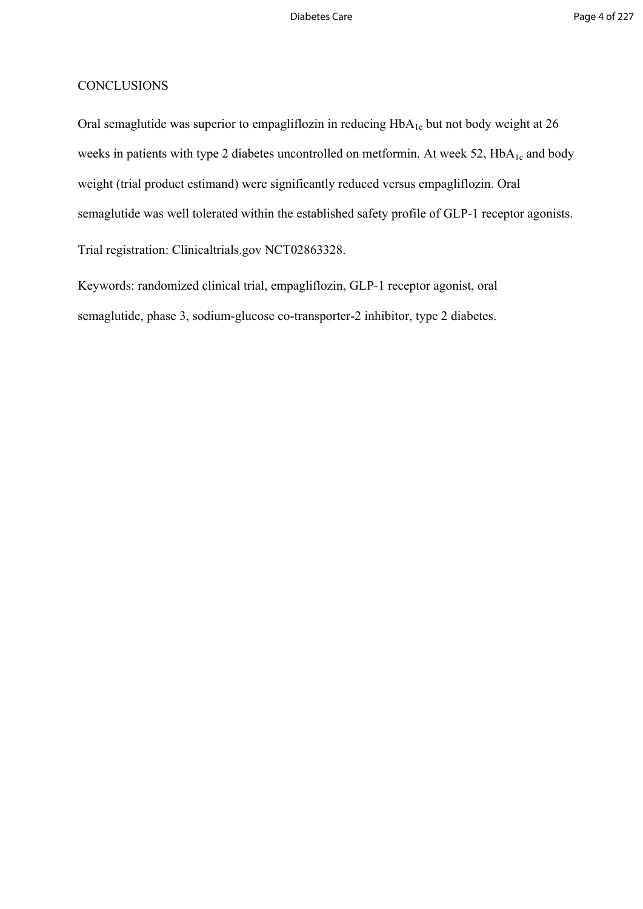CONCLUSIONS

Oral semaglutide was superior to empagliflozin in reducing $HbA_{1c}$ but not body weight at 26 weeks in patients with type 2 diabetes uncontrolled on metformin. At week 52, $HbA_{1c}$ and body weight (trial product estimand) were significantly reduced versus empagliflozin. Oral semaglutide was well tolerated within the established safety profile of GLP-1 receptor agonists.

Trial registration: Clinicaltrials.gov NCT02863328.

Keywords: randomized clinical trial, empagliflozin, GLP-1 receptor agonist, oral semaglutide, phase 3, sodium-glucose co-transporter-2 inhibitor, type 2 diabetes.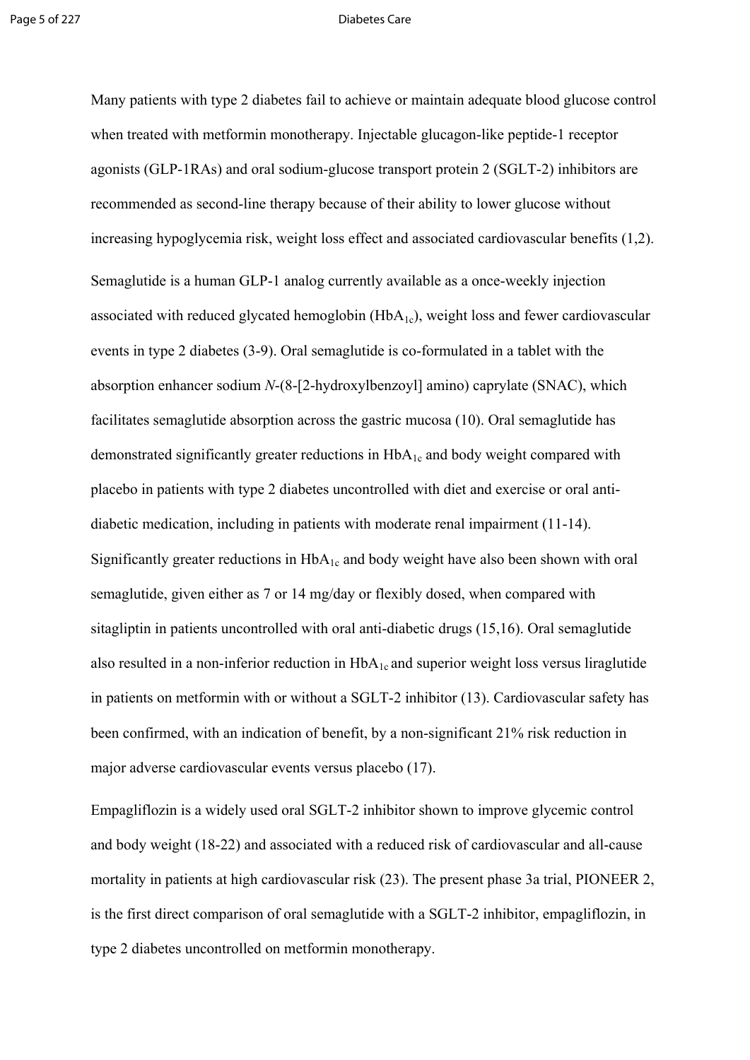Many patients with type 2 diabetes fail to achieve or maintain adequate blood glucose control when treated with metformin monotherapy. Injectable glucagon-like peptide-1 receptor agonists (GLP-1RAs) and oral sodium-glucose transport protein 2 (SGLT-2) inhibitors are recommended as second-line therapy because of their ability to lower glucose without increasing hypoglycemia risk, weight loss effect and associated cardiovascular benefits (1,2).

Semaglutide is a human GLP-1 analog currently available as a once-weekly injection associated with reduced glycated hemoglobin ($HbA_{1c}$), weight loss and fewer cardiovascular events in type 2 diabetes (3-9). Oral semaglutide is co-formulated in a tablet with the absorption enhancer sodium *N*-(8-[2-hydroxylbenzoyl] amino) caprylate (SNAC), which facilitates semaglutide absorption across the gastric mucosa (10). Oral semaglutide has demonstrated significantly greater reductions in $HbA_{1c}$ and body weight compared with placebo in patients with type 2 diabetes uncontrolled with diet and exercise or oral anti-diabetic medication, including in patients with moderate renal impairment (11-14). Significantly greater reductions in $HbA_{1c}$ and body weight have also been shown with oral semaglutide, given either as 7 or 14 mg/day or flexibly dosed, when compared with sitagliptin in patients uncontrolled with oral anti-diabetic drugs (15,16). Oral semaglutide also resulted in a non-inferior reduction in $HbA_{1c}$ and superior weight loss versus liraglutide in patients on metformin with or without a SGLT-2 inhibitor (13). Cardiovascular safety has been confirmed, with an indication of benefit, by a non-significant 21% risk reduction in major adverse cardiovascular events versus placebo (17).

Empagliflozin is a widely used oral SGLT-2 inhibitor shown to improve glycemic control and body weight (18-22) and associated with a reduced risk of cardiovascular and all-cause mortality in patients at high cardiovascular risk (23). The present phase 3a trial, PIONEER 2, is the first direct comparison of oral semaglutide with a SGLT-2 inhibitor, empagliflozin, in type 2 diabetes uncontrolled on metformin monotherapy.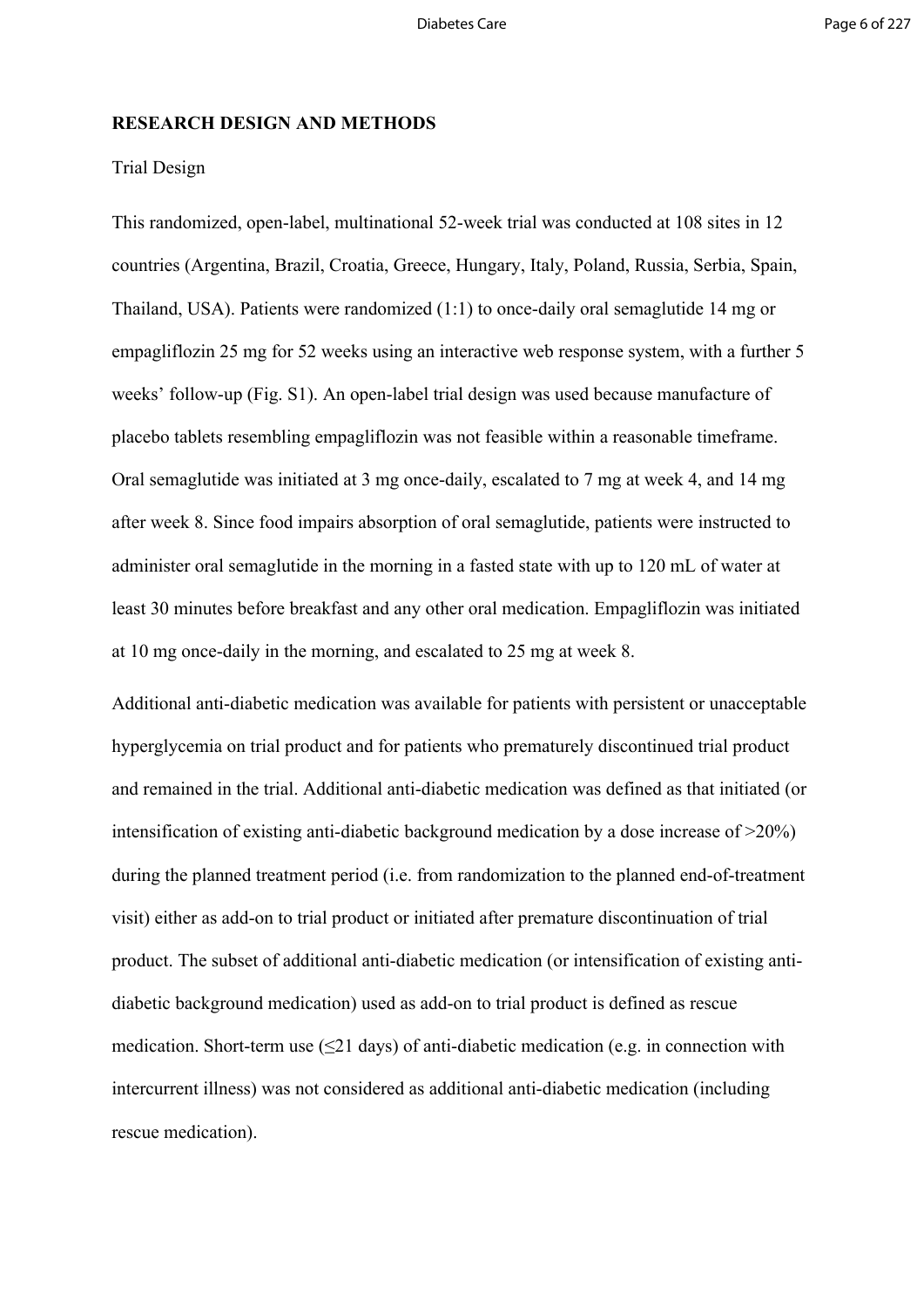## RESEARCH DESIGN AND METHODS

Trial Design

This randomized, open-label, multinational 52-week trial was conducted at 108 sites in 12 countries (Argentina, Brazil, Croatia, Greece, Hungary, Italy, Poland, Russia, Serbia, Spain, Thailand, USA). Patients were randomized (1:1) to once-daily oral semaglutide 14 mg or empagliflozin 25 mg for 52 weeks using an interactive web response system, with a further 5 weeks' follow-up (Fig. S1). An open-label trial design was used because manufacture of placebo tablets resembling empagliflozin was not feasible within a reasonable timeframe. Oral semaglutide was initiated at 3 mg once-daily, escalated to 7 mg at week 4, and 14 mg after week 8. Since food impairs absorption of oral semaglutide, patients were instructed to administer oral semaglutide in the morning in a fasted state with up to 120 mL of water at least 30 minutes before breakfast and any other oral medication. Empagliflozin was initiated at 10 mg once-daily in the morning, and escalated to 25 mg at week 8.

Additional anti-diabetic medication was available for patients with persistent or unacceptable hyperglycemia on trial product and for patients who prematurely discontinued trial product and remained in the trial. Additional anti-diabetic medication was defined as that initiated (or intensification of existing anti-diabetic background medication by a dose increase of >20%) during the planned treatment period (i.e. from randomization to the planned end-of-treatment visit) either as add-on to trial product or initiated after premature discontinuation of trial product. The subset of additional anti-diabetic medication (or intensification of existing anti-diabetic background medication) used as add-on to trial product is defined as rescue medication. Short-term use (≤21 days) of anti-diabetic medication (e.g. in connection with intercurrent illness) was not considered as additional anti-diabetic medication (including rescue medication).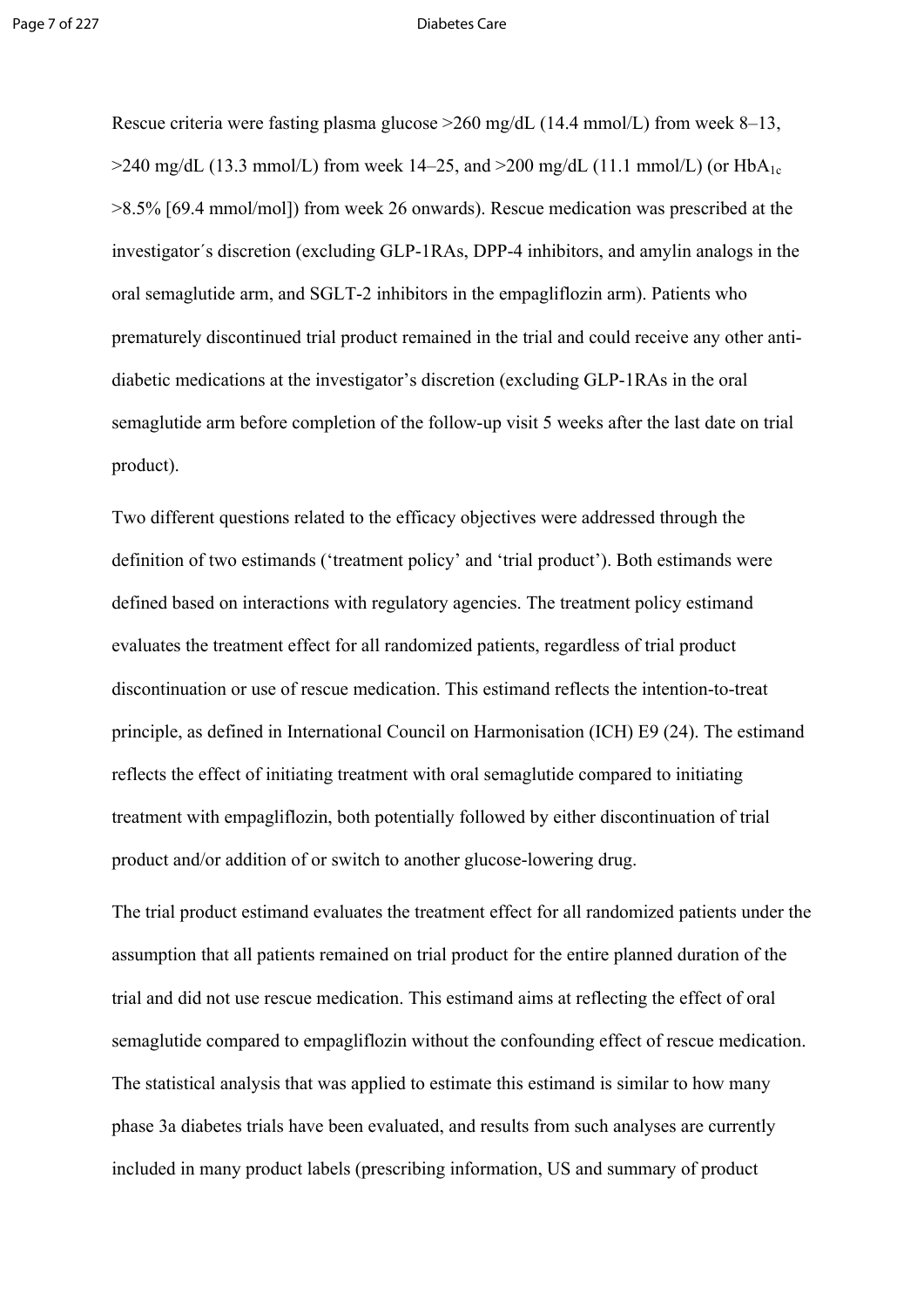Rescue criteria were fasting plasma glucose >260 mg/dL (14.4 mmol/L) from week 8–13, >240 mg/dL (13.3 mmol/L) from week 14–25, and >200 mg/dL (11.1 mmol/L) (or $HbA_{1c}$ >8.5% [69.4 mmol/mol]) from week 26 onwards). Rescue medication was prescribed at the investigator´s discretion (excluding GLP-1RAs, DPP-4 inhibitors, and amylin analogs in the oral semaglutide arm, and SGLT-2 inhibitors in the empagliflozin arm). Patients who prematurely discontinued trial product remained in the trial and could receive any other anti-diabetic medications at the investigator's discretion (excluding GLP-1RAs in the oral semaglutide arm before completion of the follow-up visit 5 weeks after the last date on trial product).

Two different questions related to the efficacy objectives were addressed through the definition of two estimands ('treatment policy' and 'trial product'). Both estimands were defined based on interactions with regulatory agencies. The treatment policy estimand evaluates the treatment effect for all randomized patients, regardless of trial product discontinuation or use of rescue medication. This estimand reflects the intention-to-treat principle, as defined in International Council on Harmonisation (ICH) E9 (24). The estimand reflects the effect of initiating treatment with oral semaglutide compared to initiating treatment with empagliflozin, both potentially followed by either discontinuation of trial product and/or addition of or switch to another glucose-lowering drug.

The trial product estimand evaluates the treatment effect for all randomized patients under the assumption that all patients remained on trial product for the entire planned duration of the trial and did not use rescue medication. This estimand aims at reflecting the effect of oral semaglutide compared to empagliflozin without the confounding effect of rescue medication. The statistical analysis that was applied to estimate this estimand is similar to how many phase 3a diabetes trials have been evaluated, and results from such analyses are currently included in many product labels (prescribing information, US and summary of product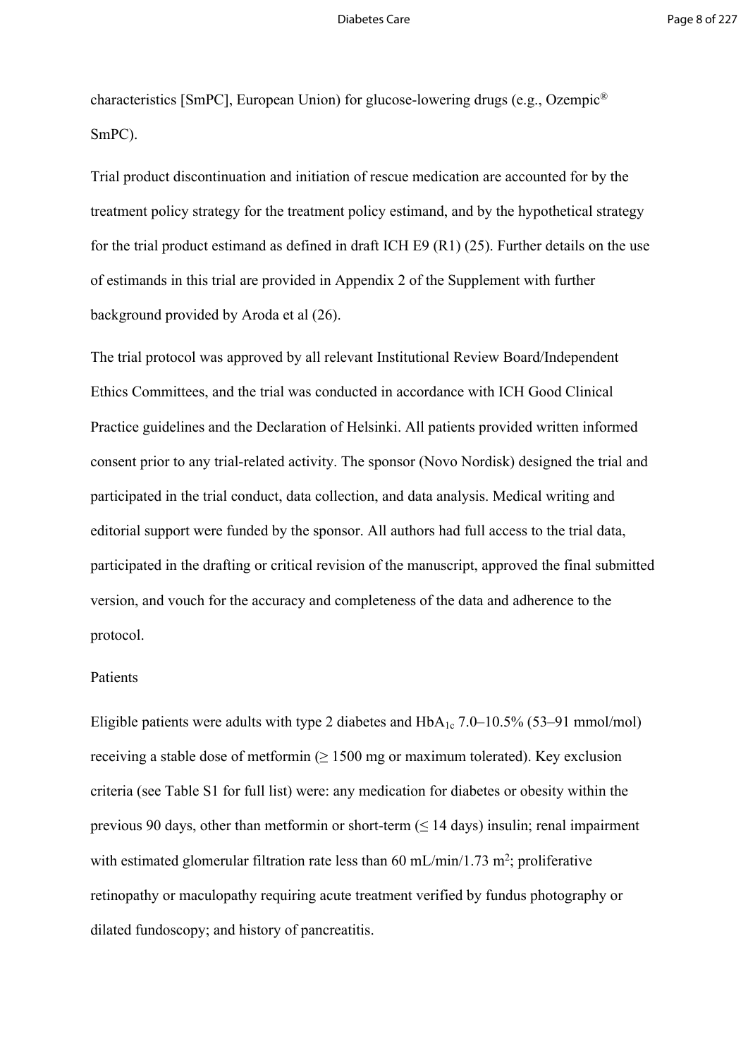characteristics [SmPC], European Union) for glucose-lowering drugs (e.g., Ozempic® SmPC).

Trial product discontinuation and initiation of rescue medication are accounted for by the treatment policy strategy for the treatment policy estimand, and by the hypothetical strategy for the trial product estimand as defined in draft ICH E9 (R1) (25). Further details on the use of estimands in this trial are provided in Appendix 2 of the Supplement with further background provided by Aroda et al (26).

The trial protocol was approved by all relevant Institutional Review Board/Independent Ethics Committees, and the trial was conducted in accordance with ICH Good Clinical Practice guidelines and the Declaration of Helsinki. All patients provided written informed consent prior to any trial-related activity. The sponsor (Novo Nordisk) designed the trial and participated in the trial conduct, data collection, and data analysis. Medical writing and editorial support were funded by the sponsor. All authors had full access to the trial data, participated in the drafting or critical revision of the manuscript, approved the final submitted version, and vouch for the accuracy and completeness of the data and adherence to the protocol.

## Patients

Eligible patients were adults with type 2 diabetes and $HbA_{1c}$ 7.0–10.5% (53–91 mmol/mol) receiving a stable dose of metformin (≥ 1500 mg or maximum tolerated). Key exclusion criteria (see Table S1 for full list) were: any medication for diabetes or obesity within the previous 90 days, other than metformin or short-term (≤ 14 days) insulin; renal impairment with estimated glomerular filtration rate less than 60 mL/min/1.73 $m^2$; proliferative retinopathy or maculopathy requiring acute treatment verified by fundus photography or dilated fundoscopy; and history of pancreatitis.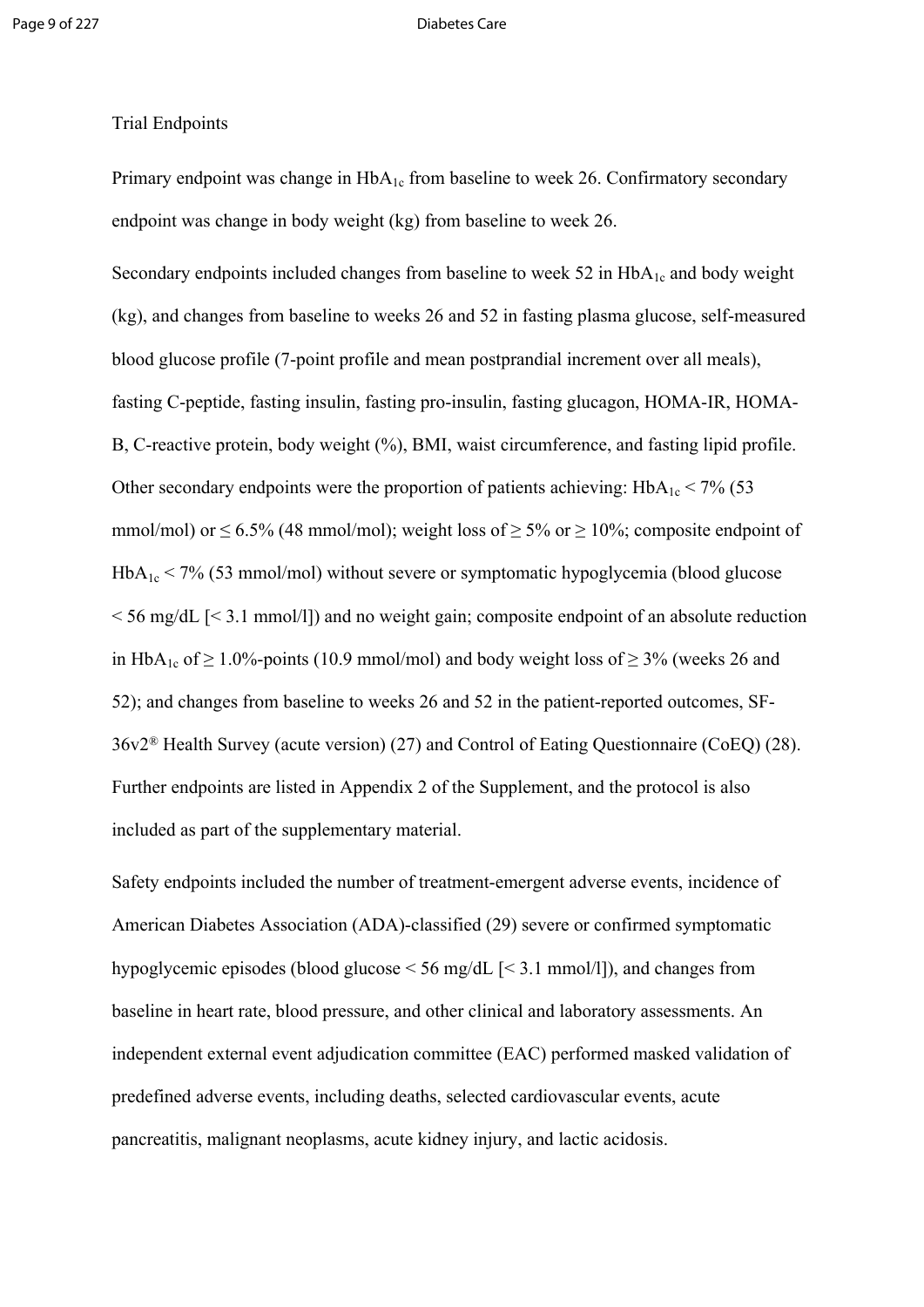## Trial Endpoints

Primary endpoint was change in $HbA_{1c}$ from baseline to week 26. Confirmatory secondary endpoint was change in body weight (kg) from baseline to week 26.

Secondary endpoints included changes from baseline to week 52 in $HbA_{1c}$ and body weight (kg), and changes from baseline to weeks 26 and 52 in fasting plasma glucose, self-measured blood glucose profile (7-point profile and mean postprandial increment over all meals), fasting C-peptide, fasting insulin, fasting pro-insulin, fasting glucagon, HOMA-IR, HOMA-B, C-reactive protein, body weight (%), BMI, waist circumference, and fasting lipid profile. Other secondary endpoints were the proportion of patients achieving: $HbA_{1c}$ < 7% (53 mmol/mol) or ≤ 6.5% (48 mmol/mol); weight loss of ≥ 5% or ≥ 10%; composite endpoint of $HbA_{1c}$ < 7% (53 mmol/mol) without severe or symptomatic hypoglycemia (blood glucose < 56 mg/dL [< 3.1 mmol/l]) and no weight gain; composite endpoint of an absolute reduction in $HbA_{1c}$ of ≥ 1.0%-points (10.9 mmol/mol) and body weight loss of ≥ 3% (weeks 26 and 52); and changes from baseline to weeks 26 and 52 in the patient-reported outcomes, SF-36v2® Health Survey (acute version) (27) and Control of Eating Questionnaire (CoEQ) (28). Further endpoints are listed in Appendix 2 of the Supplement, and the protocol is also included as part of the supplementary material.

Safety endpoints included the number of treatment-emergent adverse events, incidence of American Diabetes Association (ADA)-classified (29) severe or confirmed symptomatic hypoglycemic episodes (blood glucose < 56 mg/dL [< 3.1 mmol/l]), and changes from baseline in heart rate, blood pressure, and other clinical and laboratory assessments. An independent external event adjudication committee (EAC) performed masked validation of predefined adverse events, including deaths, selected cardiovascular events, acute pancreatitis, malignant neoplasms, acute kidney injury, and lactic acidosis.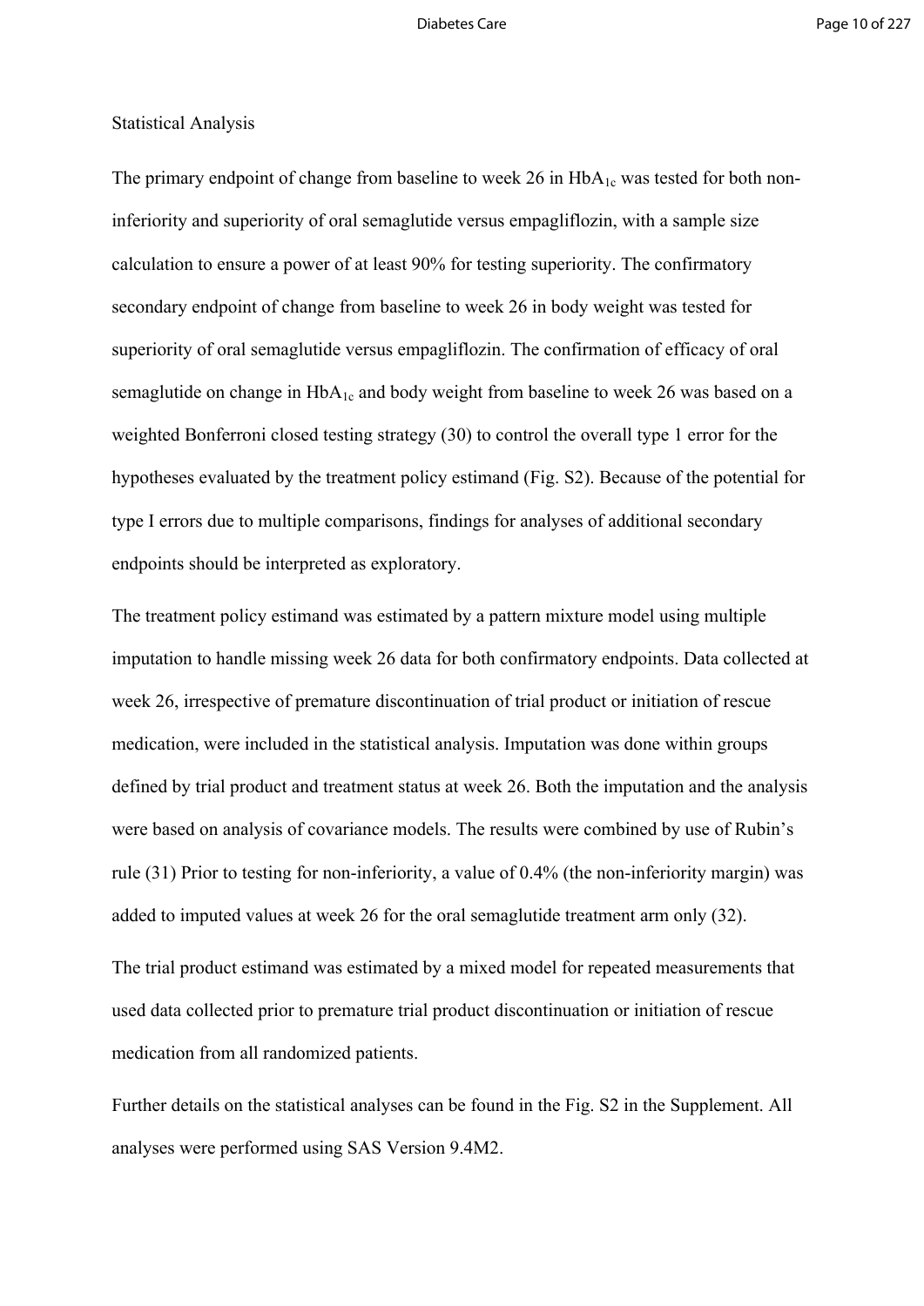## Statistical Analysis

The primary endpoint of change from baseline to week 26 in $HbA_{1c}$ was tested for both non-inferiority and superiority of oral semaglutide versus empagliflozin, with a sample size calculation to ensure a power of at least 90% for testing superiority. The confirmatory secondary endpoint of change from baseline to week 26 in body weight was tested for superiority of oral semaglutide versus empagliflozin. The confirmation of efficacy of oral semaglutide on change in $HbA_{1c}$ and body weight from baseline to week 26 was based on a weighted Bonferroni closed testing strategy (30) to control the overall type 1 error for the hypotheses evaluated by the treatment policy estimand (Fig. S2). Because of the potential for type I errors due to multiple comparisons, findings for analyses of additional secondary endpoints should be interpreted as exploratory.

The treatment policy estimand was estimated by a pattern mixture model using multiple imputation to handle missing week 26 data for both confirmatory endpoints. Data collected at week 26, irrespective of premature discontinuation of trial product or initiation of rescue medication, were included in the statistical analysis. Imputation was done within groups defined by trial product and treatment status at week 26. Both the imputation and the analysis were based on analysis of covariance models. The results were combined by use of Rubin's rule (31) Prior to testing for non-inferiority, a value of 0.4% (the non-inferiority margin) was added to imputed values at week 26 for the oral semaglutide treatment arm only (32).

The trial product estimand was estimated by a mixed model for repeated measurements that used data collected prior to premature trial product discontinuation or initiation of rescue medication from all randomized patients.

Further details on the statistical analyses can be found in the Fig. S2 in the Supplement. All analyses were performed using SAS Version 9.4M2.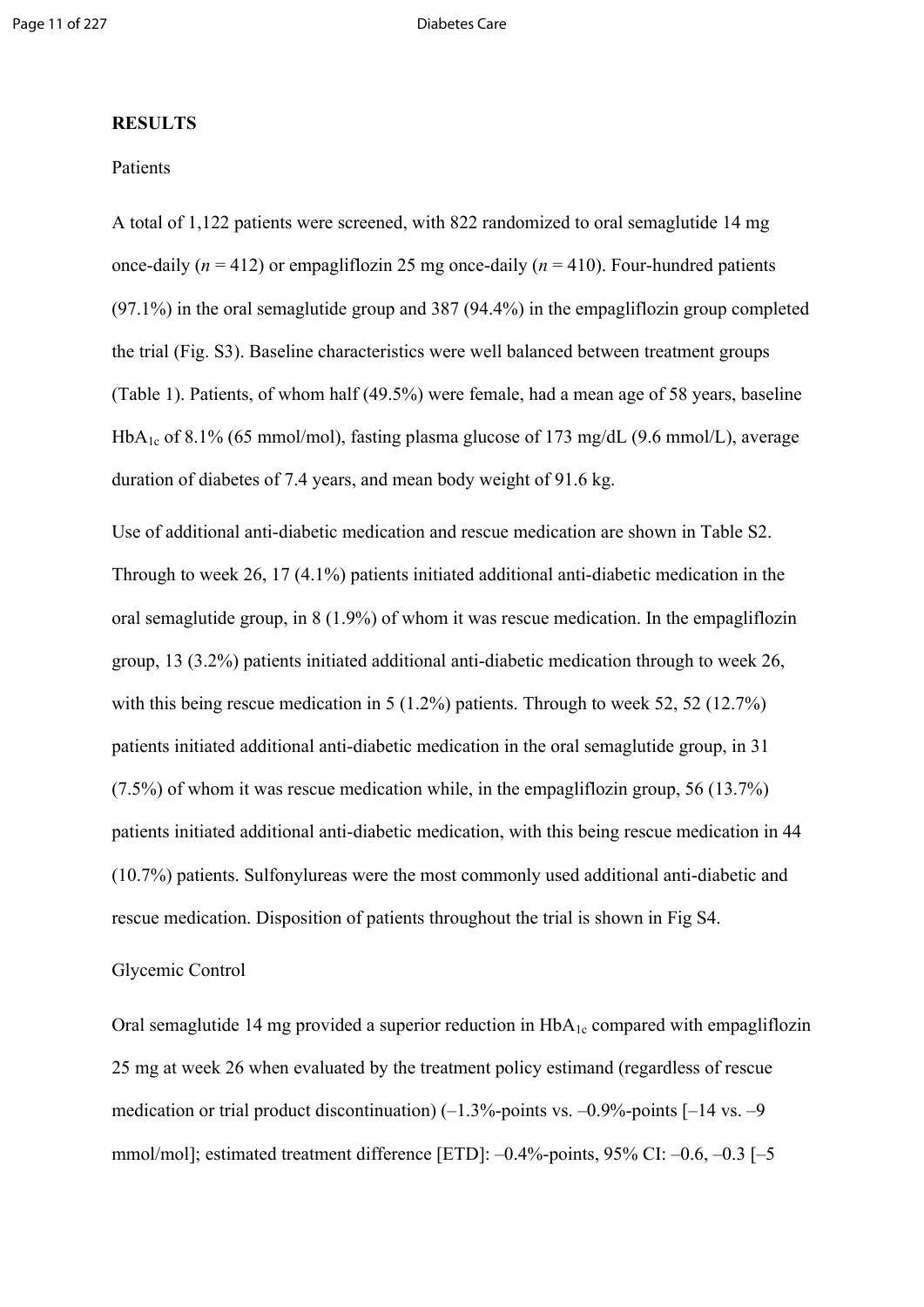## RESULTS

Patients

A total of 1,122 patients were screened, with 822 randomized to oral semaglutide 14 mg once-daily ($n = 412$) or empagliflozin 25 mg once-daily ($n = 410$). Four-hundred patients (97.1%) in the oral semaglutide group and 387 (94.4%) in the empagliflozin group completed the trial (Fig. S3). Baseline characteristics were well balanced between treatment groups (Table 1). Patients, of whom half (49.5%) were female, had a mean age of 58 years, baseline $HbA_{1c}$ of 8.1% (65 mmol/mol), fasting plasma glucose of 173 mg/dL (9.6 mmol/L), average duration of diabetes of 7.4 years, and mean body weight of 91.6 kg.

Use of additional anti-diabetic medication and rescue medication are shown in Table S2. Through to week 26, 17 (4.1%) patients initiated additional anti-diabetic medication in the oral semaglutide group, in 8 (1.9%) of whom it was rescue medication. In the empagliflozin group, 13 (3.2%) patients initiated additional anti-diabetic medication through to week 26, with this being rescue medication in 5 (1.2%) patients. Through to week 52, 52 (12.7%) patients initiated additional anti-diabetic medication in the oral semaglutide group, in 31 (7.5%) of whom it was rescue medication while, in the empagliflozin group, 56 (13.7%) patients initiated additional anti-diabetic medication, with this being rescue medication in 44 (10.7%) patients. Sulfonylureas were the most commonly used additional anti-diabetic and rescue medication. Disposition of patients throughout the trial is shown in Fig S4.

Glycemic Control

Oral semaglutide 14 mg provided a superior reduction in $HbA_{1c}$ compared with empagliflozin 25 mg at week 26 when evaluated by the treatment policy estimand (regardless of rescue medication or trial product discontinuation) (–1.3%-points vs. –0.9%-points [–14 vs. –9 mmol/mol]; estimated treatment difference [ETD]: –0.4%-points, 95% CI: –0.6, –0.3 [–5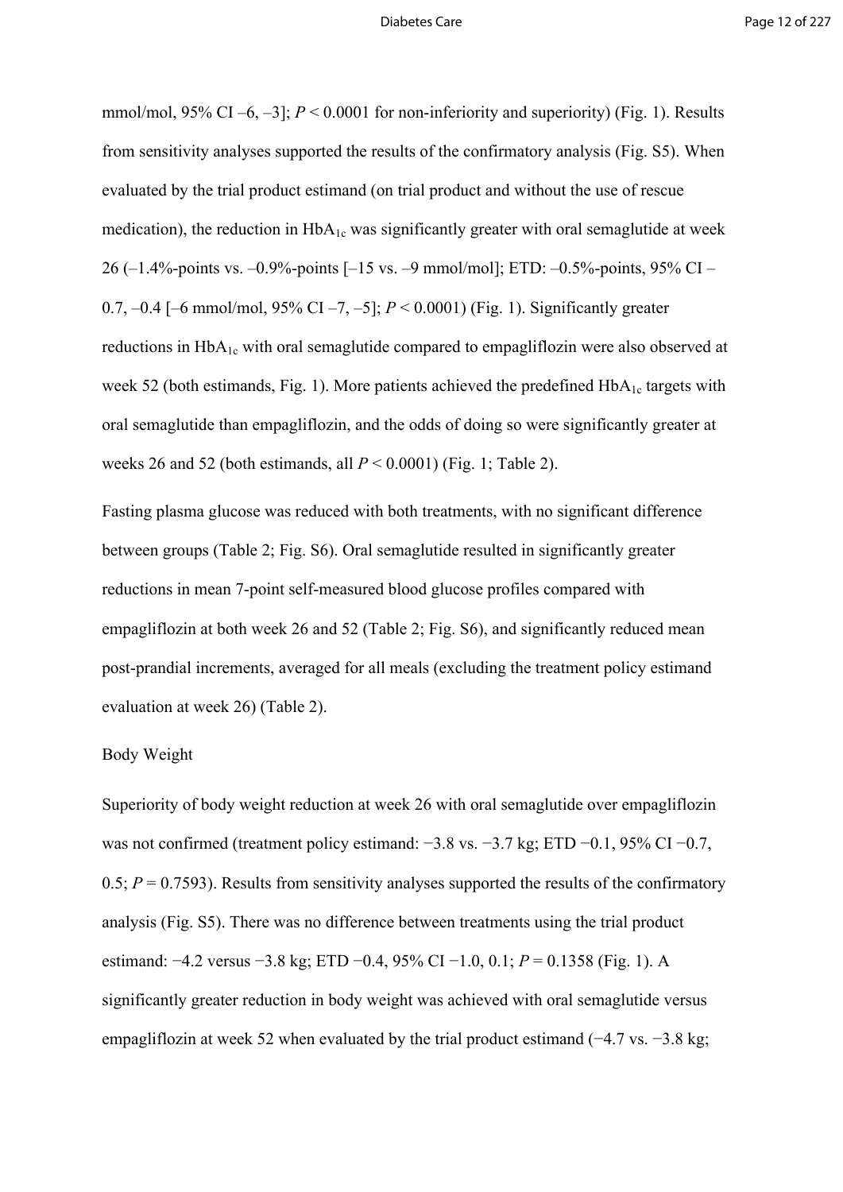mmol/mol, 95% CI –6, –3]; $P < 0.0001$ for non-inferiority and superiority) (Fig. 1). Results from sensitivity analyses supported the results of the confirmatory analysis (Fig. S5). When evaluated by the trial product estimand (on trial product and without the use of rescue medication), the reduction in $HbA_{1c}$ was significantly greater with oral semaglutide at week 26 (–1.4%-points vs. –0.9%-points [–15 vs. –9 mmol/mol]; ETD: –0.5%-points, 95% CI –0.7, –0.4 [–6 mmol/mol, 95% CI –7, –5]; $P < 0.0001$) (Fig. 1). Significantly greater reductions in $HbA_{1c}$ with oral semaglutide compared to empagliflozin were also observed at week 52 (both estimands, Fig. 1). More patients achieved the predefined $HbA_{1c}$ targets with oral semaglutide than empagliflozin, and the odds of doing so were significantly greater at weeks 26 and 52 (both estimands, all $P < 0.0001$) (Fig. 1; Table 2).

Fasting plasma glucose was reduced with both treatments, with no significant difference between groups (Table 2; Fig. S6). Oral semaglutide resulted in significantly greater reductions in mean 7-point self-measured blood glucose profiles compared with empagliflozin at both week 26 and 52 (Table 2; Fig. S6), and significantly reduced mean post-prandial increments, averaged for all meals (excluding the treatment policy estimand evaluation at week 26) (Table 2).

Body Weight

Superiority of body weight reduction at week 26 with oral semaglutide over empagliflozin was not confirmed (treatment policy estimand: −3.8 vs. −3.7 kg; ETD −0.1, 95% CI −0.7, 0.5; $P = 0.7593$). Results from sensitivity analyses supported the results of the confirmatory analysis (Fig. S5). There was no difference between treatments using the trial product estimand: −4.2 versus −3.8 kg; ETD −0.4, 95% CI −1.0, 0.1; $P = 0.1358$ (Fig. 1). A significantly greater reduction in body weight was achieved with oral semaglutide versus empagliflozin at week 52 when evaluated by the trial product estimand (−4.7 vs. −3.8 kg;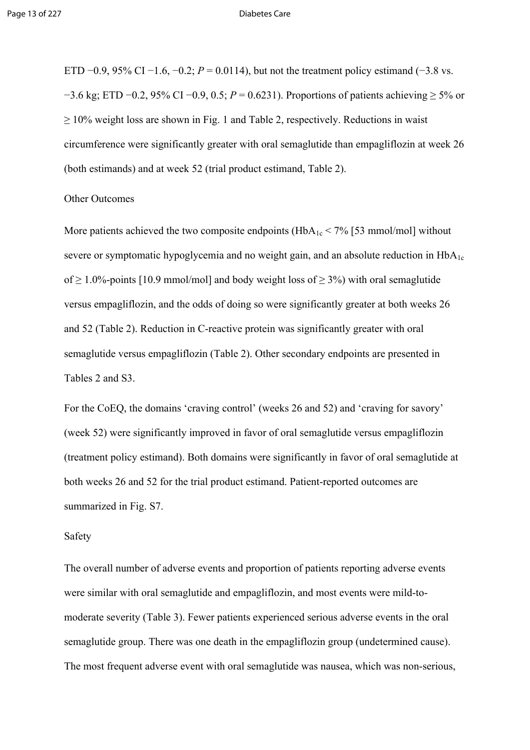ETD −0.9, 95% CI −1.6, −0.2; $P = 0.0114$), but not the treatment policy estimand (−3.8 vs. −3.6 kg; ETD −0.2, 95% CI −0.9, 0.5; $P = 0.6231$). Proportions of patients achieving ≥ 5% or ≥ 10% weight loss are shown in Fig. 1 and Table 2, respectively. Reductions in waist circumference were significantly greater with oral semaglutide than empagliflozin at week 26 (both estimands) and at week 52 (trial product estimand, Table 2).

## Other Outcomes

More patients achieved the two composite endpoints ($HbA_{1c}$ < 7% [53 mmol/mol] without severe or symptomatic hypoglycemia and no weight gain, and an absolute reduction in $HbA_{1c}$ of ≥ 1.0%-points [10.9 mmol/mol] and body weight loss of ≥ 3%) with oral semaglutide versus empagliflozin, and the odds of doing so were significantly greater at both weeks 26 and 52 (Table 2). Reduction in C-reactive protein was significantly greater with oral semaglutide versus empagliflozin (Table 2). Other secondary endpoints are presented in Tables 2 and S3.

For the CoEQ, the domains 'craving control' (weeks 26 and 52) and 'craving for savory' (week 52) were significantly improved in favor of oral semaglutide versus empagliflozin (treatment policy estimand). Both domains were significantly in favor of oral semaglutide at both weeks 26 and 52 for the trial product estimand. Patient-reported outcomes are summarized in Fig. S7.

## Safety

The overall number of adverse events and proportion of patients reporting adverse events were similar with oral semaglutide and empagliflozin, and most events were mild-to-moderate severity (Table 3). Fewer patients experienced serious adverse events in the oral semaglutide group. There was one death in the empagliflozin group (undetermined cause). The most frequent adverse event with oral semaglutide was nausea, which was non-serious,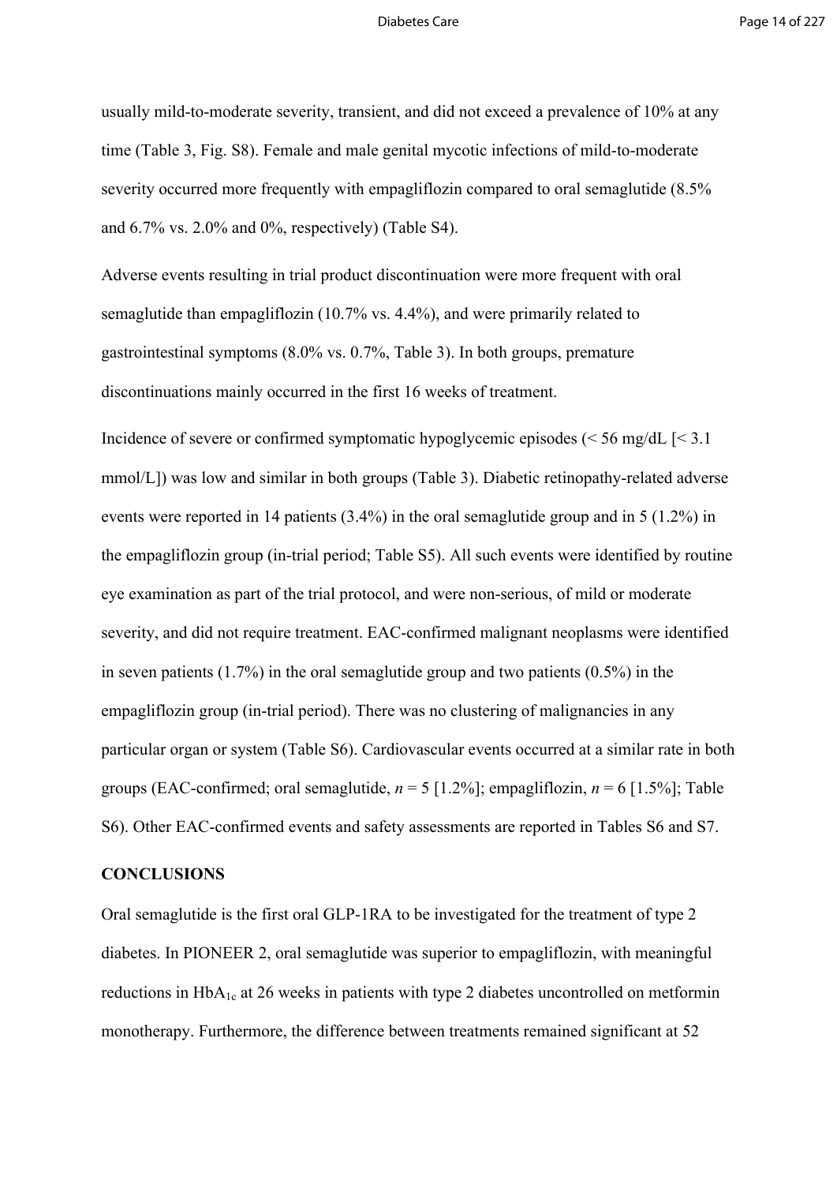usually mild-to-moderate severity, transient, and did not exceed a prevalence of 10% at any time (Table 3, Fig. S8). Female and male genital mycotic infections of mild-to-moderate severity occurred more frequently with empagliflozin compared to oral semaglutide (8.5% and 6.7% vs. 2.0% and 0%, respectively) (Table S4).

Adverse events resulting in trial product discontinuation were more frequent with oral semaglutide than empagliflozin (10.7% vs. 4.4%), and were primarily related to gastrointestinal symptoms (8.0% vs. 0.7%, Table 3). In both groups, premature discontinuations mainly occurred in the first 16 weeks of treatment.

Incidence of severe or confirmed symptomatic hypoglycemic episodes (< 56 mg/dL [< 3.1 mmol/L]) was low and similar in both groups (Table 3). Diabetic retinopathy-related adverse events were reported in 14 patients (3.4%) in the oral semaglutide group and in 5 (1.2%) in the empagliflozin group (in-trial period; Table S5). All such events were identified by routine eye examination as part of the trial protocol, and were non-serious, of mild or moderate severity, and did not require treatment. EAC-confirmed malignant neoplasms were identified in seven patients (1.7%) in the oral semaglutide group and two patients (0.5%) in the empagliflozin group (in-trial period). There was no clustering of malignancies in any particular organ or system (Table S6). Cardiovascular events occurred at a similar rate in both groups (EAC-confirmed; oral semaglutide, $n$ = 5 [1.2%]; empagliflozin, $n$ = 6 [1.5%]; Table S6). Other EAC-confirmed events and safety assessments are reported in Tables S6 and S7.

## CONCLUSIONS

Oral semaglutide is the first oral GLP-1RA to be investigated for the treatment of type 2 diabetes. In PIONEER 2, oral semaglutide was superior to empagliflozin, with meaningful reductions in $HbA_{1c}$ at 26 weeks in patients with type 2 diabetes uncontrolled on metformin monotherapy. Furthermore, the difference between treatments remained significant at 52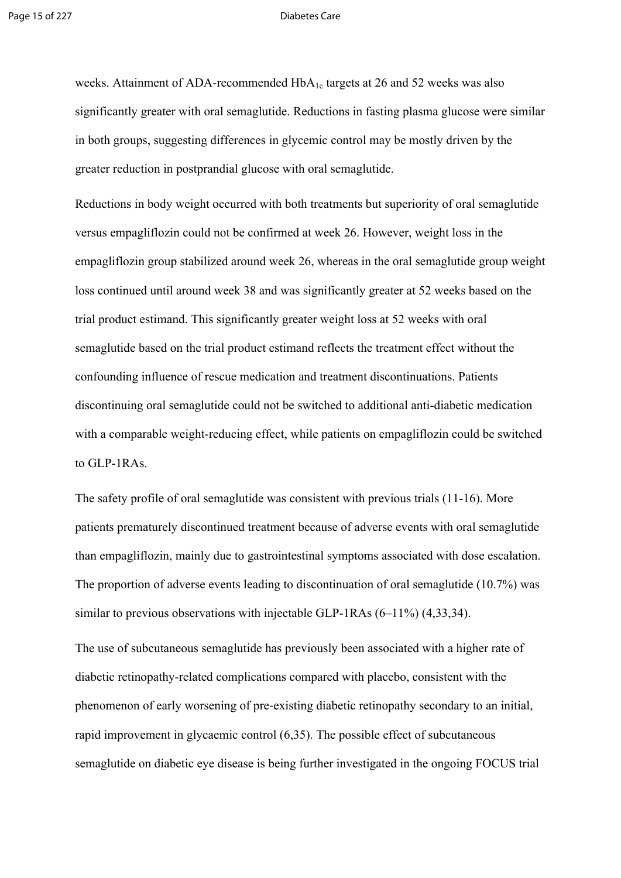weeks. Attainment of ADA-recommended $HbA_{1c}$ targets at 26 and 52 weeks was also significantly greater with oral semaglutide. Reductions in fasting plasma glucose were similar in both groups, suggesting differences in glycemic control may be mostly driven by the greater reduction in postprandial glucose with oral semaglutide.

Reductions in body weight occurred with both treatments but superiority of oral semaglutide versus empagliflozin could not be confirmed at week 26. However, weight loss in the empagliflozin group stabilized around week 26, whereas in the oral semaglutide group weight loss continued until around week 38 and was significantly greater at 52 weeks based on the trial product estimand. This significantly greater weight loss at 52 weeks with oral semaglutide based on the trial product estimand reflects the treatment effect without the confounding influence of rescue medication and treatment discontinuations. Patients discontinuing oral semaglutide could not be switched to additional anti-diabetic medication with a comparable weight-reducing effect, while patients on empagliflozin could be switched to GLP-1RAs.

The safety profile of oral semaglutide was consistent with previous trials (11-16). More patients prematurely discontinued treatment because of adverse events with oral semaglutide than empagliflozin, mainly due to gastrointestinal symptoms associated with dose escalation. The proportion of adverse events leading to discontinuation of oral semaglutide (10.7%) was similar to previous observations with injectable GLP-1RAs (6–11%) (4,33,34).

The use of subcutaneous semaglutide has previously been associated with a higher rate of diabetic retinopathy-related complications compared with placebo, consistent with the phenomenon of early worsening of pre-existing diabetic retinopathy secondary to an initial, rapid improvement in glycaemic control (6,35). The possible effect of subcutaneous semaglutide on diabetic eye disease is being further investigated in the ongoing FOCUS trial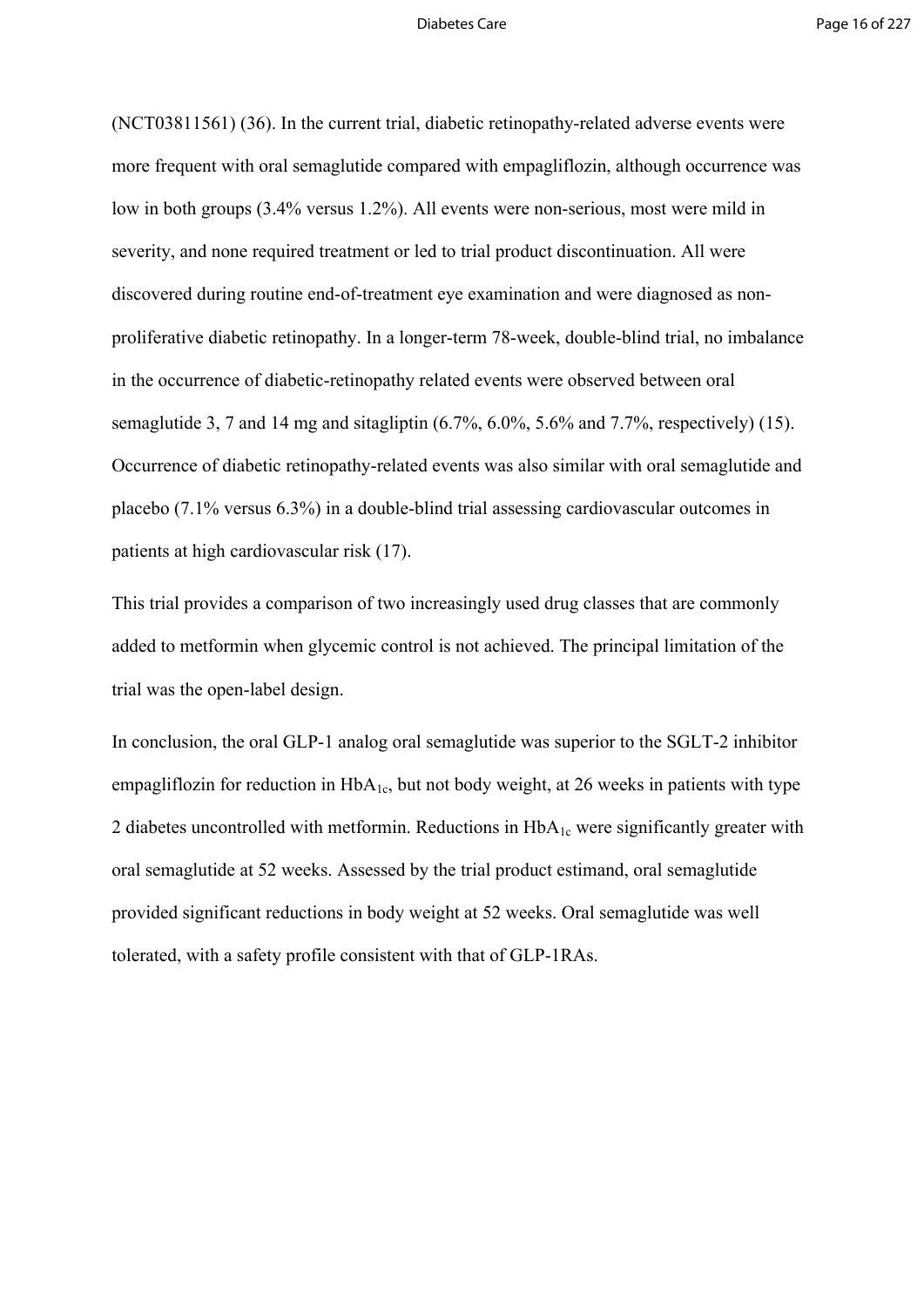(NCT03811561) (36). In the current trial, diabetic retinopathy-related adverse events were more frequent with oral semaglutide compared with empagliflozin, although occurrence was low in both groups (3.4% versus 1.2%). All events were non-serious, most were mild in severity, and none required treatment or led to trial product discontinuation. All were discovered during routine end-of-treatment eye examination and were diagnosed as non-proliferative diabetic retinopathy. In a longer-term 78-week, double-blind trial, no imbalance in the occurrence of diabetic-retinopathy related events were observed between oral semaglutide 3, 7 and 14 mg and sitagliptin (6.7%, 6.0%, 5.6% and 7.7%, respectively) (15). Occurrence of diabetic retinopathy-related events was also similar with oral semaglutide and placebo (7.1% versus 6.3%) in a double-blind trial assessing cardiovascular outcomes in patients at high cardiovascular risk (17).

This trial provides a comparison of two increasingly used drug classes that are commonly added to metformin when glycemic control is not achieved. The principal limitation of the trial was the open-label design.

In conclusion, the oral GLP-1 analog oral semaglutide was superior to the SGLT-2 inhibitor empagliflozin for reduction in $HbA_{1c}$, but not body weight, at 26 weeks in patients with type 2 diabetes uncontrolled with metformin. Reductions in $HbA_{1c}$ were significantly greater with oral semaglutide at 52 weeks. Assessed by the trial product estimand, oral semaglutide provided significant reductions in body weight at 52 weeks. Oral semaglutide was well tolerated, with a safety profile consistent with that of GLP-1RAs.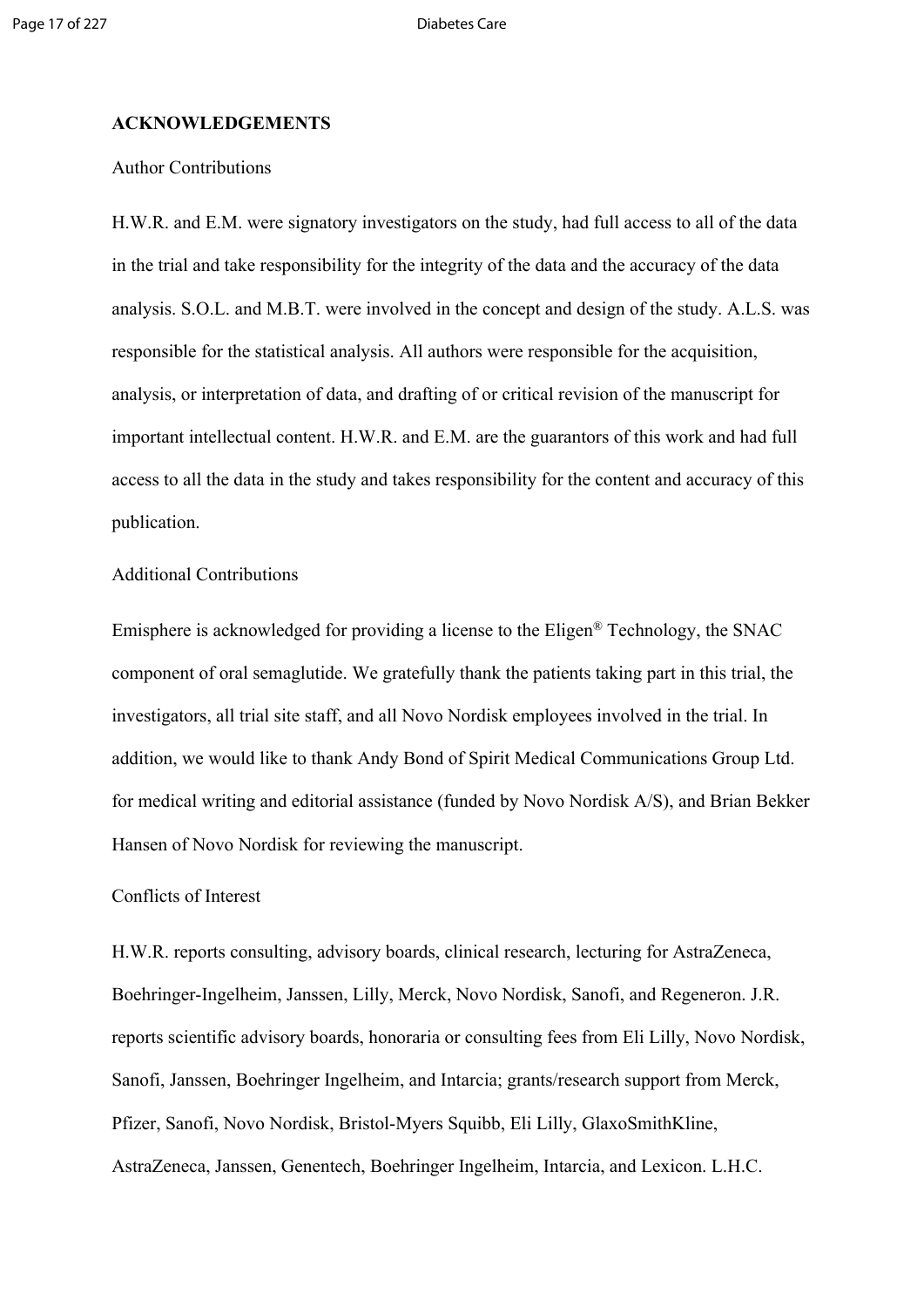## ACKNOWLEDGEMENTS

Author Contributions

H.W.R. and E.M. were signatory investigators on the study, had full access to all of the data in the trial and take responsibility for the integrity of the data and the accuracy of the data analysis. S.O.L. and M.B.T. were involved in the concept and design of the study. A.L.S. was responsible for the statistical analysis. All authors were responsible for the acquisition, analysis, or interpretation of data, and drafting of or critical revision of the manuscript for important intellectual content. H.W.R. and E.M. are the guarantors of this work and had full access to all the data in the study and takes responsibility for the content and accuracy of this publication.

Additional Contributions

Emisphere is acknowledged for providing a license to the Eligen® Technology, the SNAC component of oral semaglutide. We gratefully thank the patients taking part in this trial, the investigators, all trial site staff, and all Novo Nordisk employees involved in the trial. In addition, we would like to thank Andy Bond of Spirit Medical Communications Group Ltd. for medical writing and editorial assistance (funded by Novo Nordisk A/S), and Brian Bekker Hansen of Novo Nordisk for reviewing the manuscript.

Conflicts of Interest

H.W.R. reports consulting, advisory boards, clinical research, lecturing for AstraZeneca, Boehringer-Ingelheim, Janssen, Lilly, Merck, Novo Nordisk, Sanofi, and Regeneron. J.R. reports scientific advisory boards, honoraria or consulting fees from Eli Lilly, Novo Nordisk, Sanofi, Janssen, Boehringer Ingelheim, and Intarcia; grants/research support from Merck, Pfizer, Sanofi, Novo Nordisk, Bristol-Myers Squibb, Eli Lilly, GlaxoSmithKline, AstraZeneca, Janssen, Genentech, Boehringer Ingelheim, Intarcia, and Lexicon. L.H.C.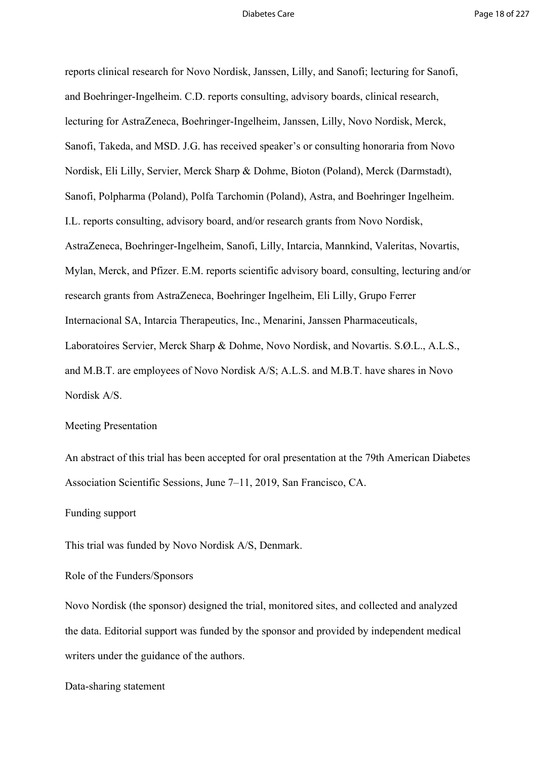reports clinical research for Novo Nordisk, Janssen, Lilly, and Sanofi; lecturing for Sanofi, and Boehringer-Ingelheim. C.D. reports consulting, advisory boards, clinical research, lecturing for AstraZeneca, Boehringer-Ingelheim, Janssen, Lilly, Novo Nordisk, Merck, Sanofi, Takeda, and MSD. J.G. has received speaker's or consulting honoraria from Novo Nordisk, Eli Lilly, Servier, Merck Sharp & Dohme, Bioton (Poland), Merck (Darmstadt), Sanofi, Polpharma (Poland), Polfa Tarchomin (Poland), Astra, and Boehringer Ingelheim. I.L. reports consulting, advisory board, and/or research grants from Novo Nordisk, AstraZeneca, Boehringer-Ingelheim, Sanofi, Lilly, Intarcia, Mannkind, Valeritas, Novartis, Mylan, Merck, and Pfizer. E.M. reports scientific advisory board, consulting, lecturing and/or research grants from AstraZeneca, Boehringer Ingelheim, Eli Lilly, Grupo Ferrer Internacional SA, Intarcia Therapeutics, Inc., Menarini, Janssen Pharmaceuticals, Laboratoires Servier, Merck Sharp & Dohme, Novo Nordisk, and Novartis. S.Ø.L., A.L.S., and M.B.T. are employees of Novo Nordisk A/S; A.L.S. and M.B.T. have shares in Novo Nordisk A/S.

Meeting Presentation

An abstract of this trial has been accepted for oral presentation at the 79th American Diabetes Association Scientific Sessions, June 7–11, 2019, San Francisco, CA.

Funding support

This trial was funded by Novo Nordisk A/S, Denmark.

Role of the Funders/Sponsors

Novo Nordisk (the sponsor) designed the trial, monitored sites, and collected and analyzed the data. Editorial support was funded by the sponsor and provided by independent medical writers under the guidance of the authors.

Data-sharing statement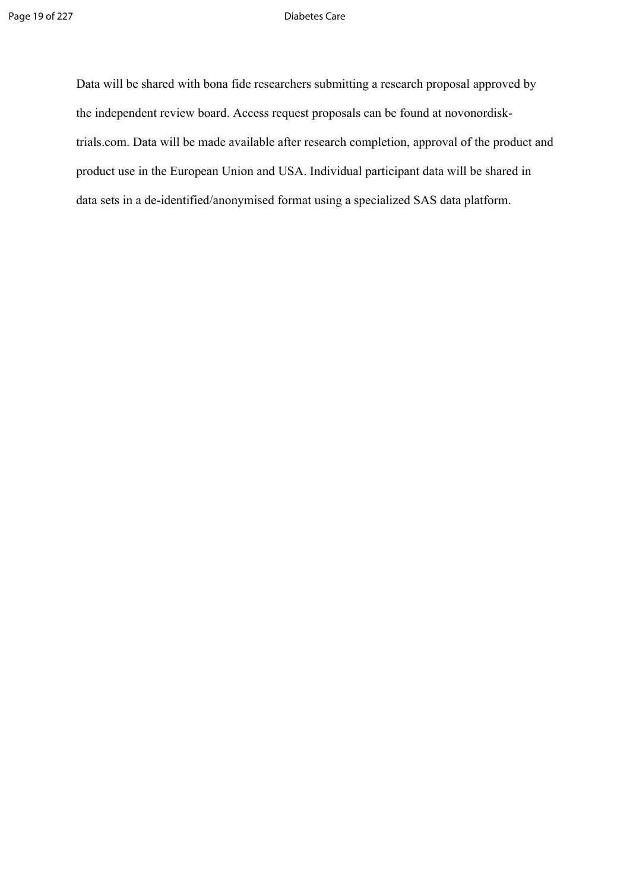Data will be shared with bona fide researchers submitting a research proposal approved by the independent review board. Access request proposals can be found at novonordisk-trials.com. Data will be made available after research completion, approval of the product and product use in the European Union and USA. Individual participant data will be shared in data sets in a de-identified/anonymised format using a specialized SAS data platform.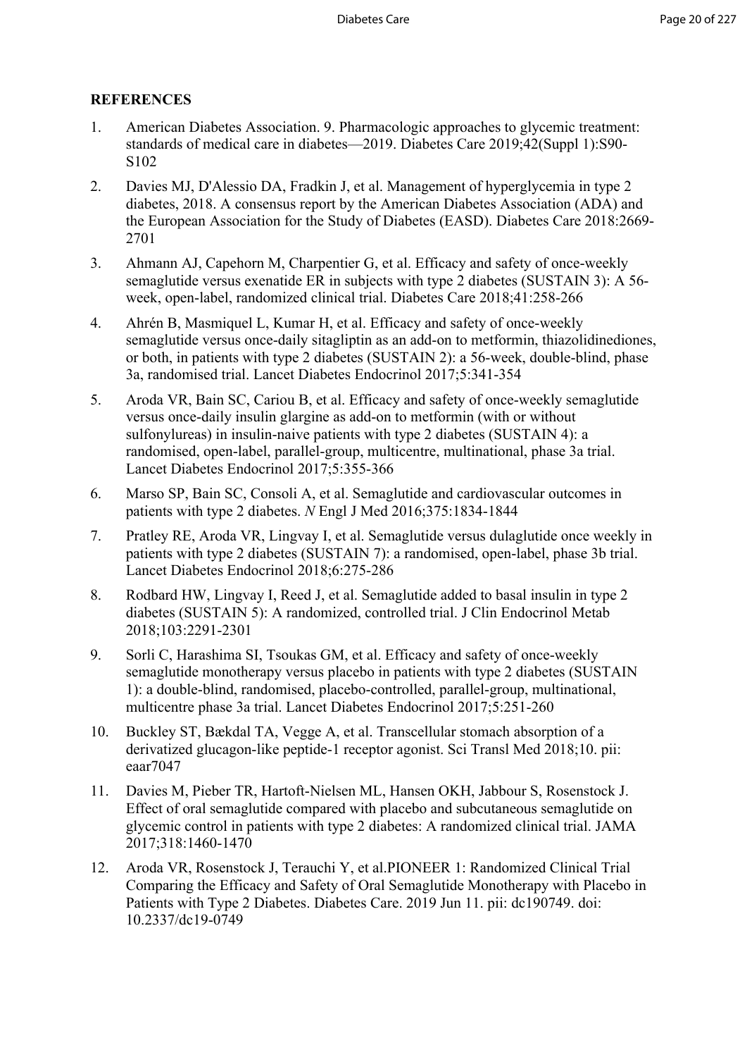**REFERENCES**

1. American Diabetes Association. 9. Pharmacologic approaches to glycemic treatment: standards of medical care in diabetes—2019. Diabetes Care 2019;42(Suppl 1):S90-S102
2. Davies MJ, D'Alessio DA, Fradkin J, et al. Management of hyperglycemia in type 2 diabetes, 2018. A consensus report by the American Diabetes Association (ADA) and the European Association for the Study of Diabetes (EASD). Diabetes Care 2018:2669-2701
3. Ahmann AJ, Capehorn M, Charpentier G, et al. Efficacy and safety of once-weekly semaglutide versus exenatide ER in subjects with type 2 diabetes (SUSTAIN 3): A 56-week, open-label, randomized clinical trial. Diabetes Care 2018;41:258-266
4. Ahrén B, Masmiquel L, Kumar H, et al. Efficacy and safety of once-weekly semaglutide versus once-daily sitagliptin as an add-on to metformin, thiazolidinediones, or both, in patients with type 2 diabetes (SUSTAIN 2): a 56-week, double-blind, phase 3a, randomised trial. Lancet Diabetes Endocrinol 2017;5:341-354
5. Aroda VR, Bain SC, Cariou B, et al. Efficacy and safety of once-weekly semaglutide versus once-daily insulin glargine as add-on to metformin (with or without sulfonylureas) in insulin-naive patients with type 2 diabetes (SUSTAIN 4): a randomised, open-label, parallel-group, multicentre, multinational, phase 3a trial. Lancet Diabetes Endocrinol 2017;5:355-366
6. Marso SP, Bain SC, Consoli A, et al. Semaglutide and cardiovascular outcomes in patients with type 2 diabetes. *N* Engl J Med 2016;375:1834-1844
7. Pratley RE, Aroda VR, Lingvay I, et al. Semaglutide versus dulaglutide once weekly in patients with type 2 diabetes (SUSTAIN 7): a randomised, open-label, phase 3b trial. Lancet Diabetes Endocrinol 2018;6:275-286
8. Rodbard HW, Lingvay I, Reed J, et al. Semaglutide added to basal insulin in type 2 diabetes (SUSTAIN 5): A randomized, controlled trial. J Clin Endocrinol Metab 2018;103:2291-2301
9. Sorli C, Harashima SI, Tsoukas GM, et al. Efficacy and safety of once-weekly semaglutide monotherapy versus placebo in patients with type 2 diabetes (SUSTAIN 1): a double-blind, randomised, placebo-controlled, parallel-group, multinational, multicentre phase 3a trial. Lancet Diabetes Endocrinol 2017;5:251-260
10. Buckley ST, Bækdal TA, Vegge A, et al. Transcellular stomach absorption of a derivatized glucagon-like peptide-1 receptor agonist. Sci Transl Med 2018;10. pii: eaar7047
11. Davies M, Pieber TR, Hartoft-Nielsen ML, Hansen OKH, Jabbour S, Rosenstock J. Effect of oral semaglutide compared with placebo and subcutaneous semaglutide on glycemic control in patients with type 2 diabetes: A randomized clinical trial. JAMA 2017;318:1460-1470
12. Aroda VR, Rosenstock J, Terauchi Y, et al.PIONEER 1: Randomized Clinical Trial Comparing the Efficacy and Safety of Oral Semaglutide Monotherapy with Placebo in Patients with Type 2 Diabetes. Diabetes Care. 2019 Jun 11. pii: dc190749. doi: 10.2337/dc19-0749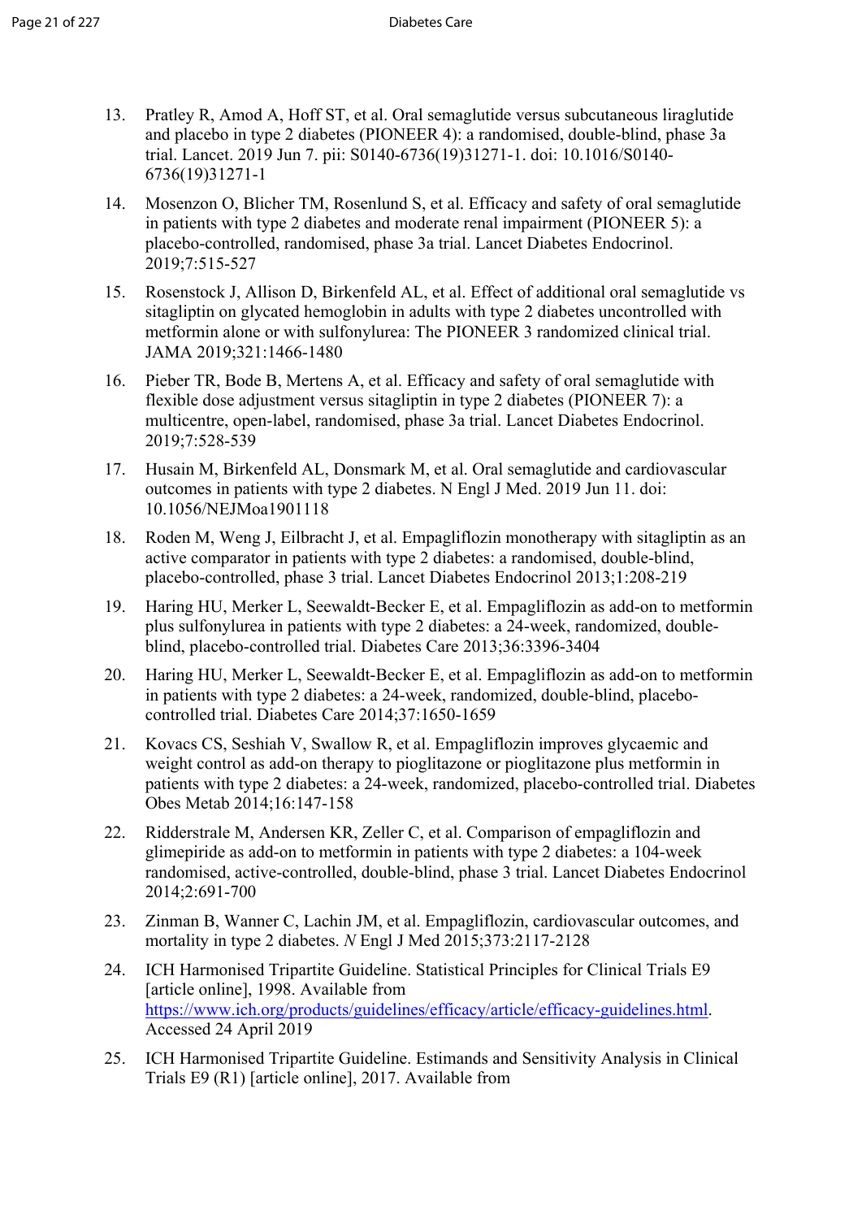13. Pratley R, Amod A, Hoff ST, et al. Oral semaglutide versus subcutaneous liraglutide and placebo in type 2 diabetes (PIONEER 4): a randomised, double-blind, phase 3a trial. Lancet. 2019 Jun 7. pii: S0140-6736(19)31271-1. doi: 10.1016/S0140-6736(19)31271-1

14. Mosenzon O, Blicher TM, Rosenlund S, et al. Efficacy and safety of oral semaglutide in patients with type 2 diabetes and moderate renal impairment (PIONEER 5): a placebo-controlled, randomised, phase 3a trial. Lancet Diabetes Endocrinol. 2019;7:515-527

15. Rosenstock J, Allison D, Birkenfeld AL, et al. Effect of additional oral semaglutide vs sitagliptin on glycated hemoglobin in adults with type 2 diabetes uncontrolled with metformin alone or with sulfonylurea: The PIONEER 3 randomized clinical trial. JAMA 2019;321:1466-1480

16. Pieber TR, Bode B, Mertens A, et al. Efficacy and safety of oral semaglutide with flexible dose adjustment versus sitagliptin in type 2 diabetes (PIONEER 7): a multicentre, open-label, randomised, phase 3a trial. Lancet Diabetes Endocrinol. 2019;7:528-539

17. Husain M, Birkenfeld AL, Donsmark M, et al. Oral semaglutide and cardiovascular outcomes in patients with type 2 diabetes. N Engl J Med. 2019 Jun 11. doi: 10.1056/NEJMoa1901118

18. Roden M, Weng J, Eilbracht J, et al. Empagliflozin monotherapy with sitagliptin as an active comparator in patients with type 2 diabetes: a randomised, double-blind, placebo-controlled, phase 3 trial. Lancet Diabetes Endocrinol 2013;1:208-219

19. Haring HU, Merker L, Seewaldt-Becker E, et al. Empagliflozin as add-on to metformin plus sulfonylurea in patients with type 2 diabetes: a 24-week, randomized, double-blind, placebo-controlled trial. Diabetes Care 2013;36:3396-3404

20. Haring HU, Merker L, Seewaldt-Becker E, et al. Empagliflozin as add-on to metformin in patients with type 2 diabetes: a 24-week, randomized, double-blind, placebo-controlled trial. Diabetes Care 2014;37:1650-1659

21. Kovacs CS, Seshiah V, Swallow R, et al. Empagliflozin improves glycaemic and weight control as add-on therapy to pioglitazone or pioglitazone plus metformin in patients with type 2 diabetes: a 24-week, randomized, placebo-controlled trial. Diabetes Obes Metab 2014;16:147-158

22. Ridderstrale M, Andersen KR, Zeller C, et al. Comparison of empagliflozin and glimepiride as add-on to metformin in patients with type 2 diabetes: a 104-week randomised, active-controlled, double-blind, phase 3 trial. Lancet Diabetes Endocrinol 2014;2:691-700

23. Zinman B, Wanner C, Lachin JM, et al. Empagliflozin, cardiovascular outcomes, and mortality in type 2 diabetes. *N* Engl J Med 2015;373:2117-2128

24. ICH Harmonised Tripartite Guideline. Statistical Principles for Clinical Trials E9 [article online], 1998. Available from https://www.ich.org/products/guidelines/efficacy/article/efficacy-guidelines.html. Accessed 24 April 2019

25. ICH Harmonised Tripartite Guideline. Estimands and Sensitivity Analysis in Clinical Trials E9 (R1) [article online], 2017. Available from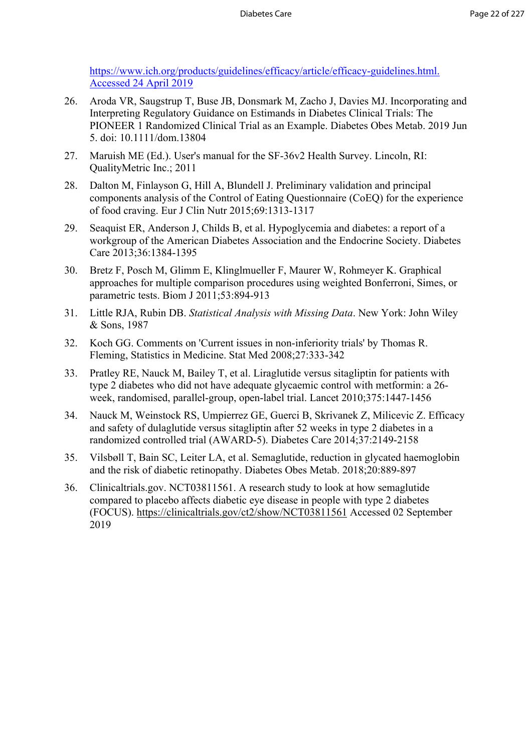https://www.ich.org/products/guidelines/efficacy/article/efficacy-guidelines.html. Accessed 24 April 2019

26. Aroda VR, Saugstrup T, Buse JB, Donsmark M, Zacho J, Davies MJ. Incorporating and Interpreting Regulatory Guidance on Estimands in Diabetes Clinical Trials: The PIONEER 1 Randomized Clinical Trial as an Example. Diabetes Obes Metab. 2019 Jun 5. doi: 10.1111/dom.13804

27. Maruish ME (Ed.). User's manual for the SF-36v2 Health Survey. Lincoln, RI: QualityMetric Inc.; 2011

28. Dalton M, Finlayson G, Hill A, Blundell J. Preliminary validation and principal components analysis of the Control of Eating Questionnaire (CoEQ) for the experience of food craving. Eur J Clin Nutr 2015;69:1313-1317

29. Seaquist ER, Anderson J, Childs B, et al. Hypoglycemia and diabetes: a report of a workgroup of the American Diabetes Association and the Endocrine Society. Diabetes Care 2013;36:1384-1395

30. Bretz F, Posch M, Glimm E, Klinglmueller F, Maurer W, Rohmeyer K. Graphical approaches for multiple comparison procedures using weighted Bonferroni, Simes, or parametric tests. Biom J 2011;53:894-913

31. Little RJA, Rubin DB. *Statistical Analysis with Missing Data*. New York: John Wiley & Sons, 1987

32. Koch GG. Comments on 'Current issues in non-inferiority trials' by Thomas R. Fleming, Statistics in Medicine. Stat Med 2008;27:333-342

33. Pratley RE, Nauck M, Bailey T, et al. Liraglutide versus sitagliptin for patients with type 2 diabetes who did not have adequate glycaemic control with metformin: a 26-week, randomised, parallel-group, open-label trial. Lancet 2010;375:1447-1456

34. Nauck M, Weinstock RS, Umpierrez GE, Guerci B, Skrivanek Z, Milicevic Z. Efficacy and safety of dulaglutide versus sitagliptin after 52 weeks in type 2 diabetes in a randomized controlled trial (AWARD-5). Diabetes Care 2014;37:2149-2158

35. Vilsbøll T, Bain SC, Leiter LA, et al. Semaglutide, reduction in glycated haemoglobin and the risk of diabetic retinopathy. Diabetes Obes Metab. 2018;20:889-897

36. Clinicaltrials.gov. NCT03811561. A research study to look at how semaglutide compared to placebo affects diabetic eye disease in people with type 2 diabetes (FOCUS). https://clinicaltrials.gov/ct2/show/NCT03811561 Accessed 02 September 2019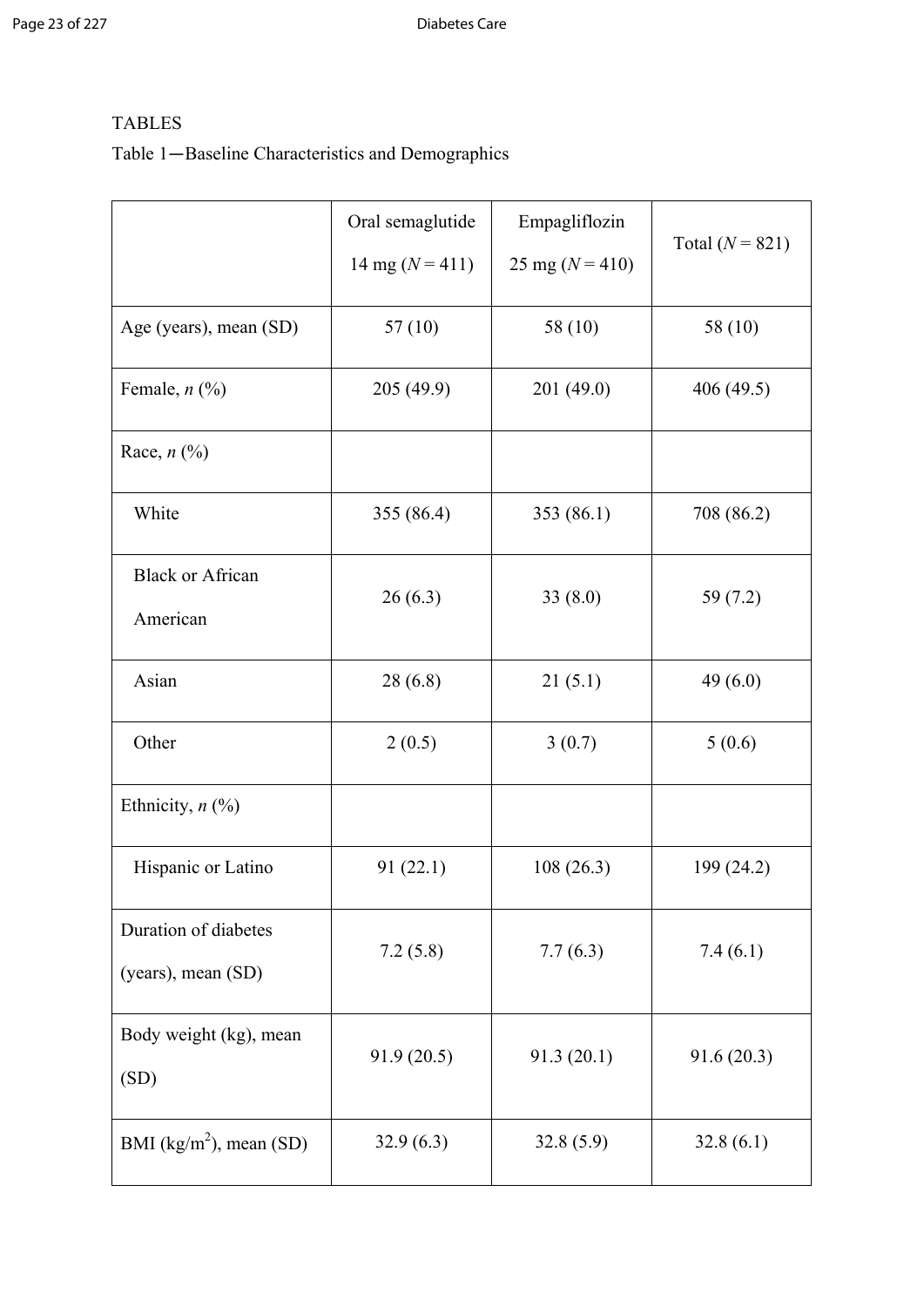TABLES

Table 1—Baseline Characteristics and Demographics

| | Oral semaglutide 14 mg (*N* = 411) | Empagliflozin 25 mg (*N* = 410) | Total (*N* = 821) |
|---|---|---|---|
| Age (years), mean (SD) | 57 (10) | 58 (10) | 58 (10) |
| Female, *n* (%) | 205 (49.9) | 201 (49.0) | 406 (49.5) |
| Race, *n* (%) | | | |
| White | 355 (86.4) | 353 (86.1) | 708 (86.2) |
| Black or African American | 26 (6.3) | 33 (8.0) | 59 (7.2) |
| Asian | 28 (6.8) | 21 (5.1) | 49 (6.0) |
| Other | 2 (0.5) | 3 (0.7) | 5 (0.6) |
| Ethnicity, *n* (%) | | | |
| Hispanic or Latino | 91 (22.1) | 108 (26.3) | 199 (24.2) |
| Duration of diabetes (years), mean (SD) | 7.2 (5.8) | 7.7 (6.3) | 7.4 (6.1) |
| Body weight (kg), mean (SD) | 91.9 (20.5) | 91.3 (20.1) | 91.6 (20.3) |
| BMI ($kg/m^2$), mean (SD) | 32.9 (6.3) | 32.8 (5.9) | 32.8 (6.1) |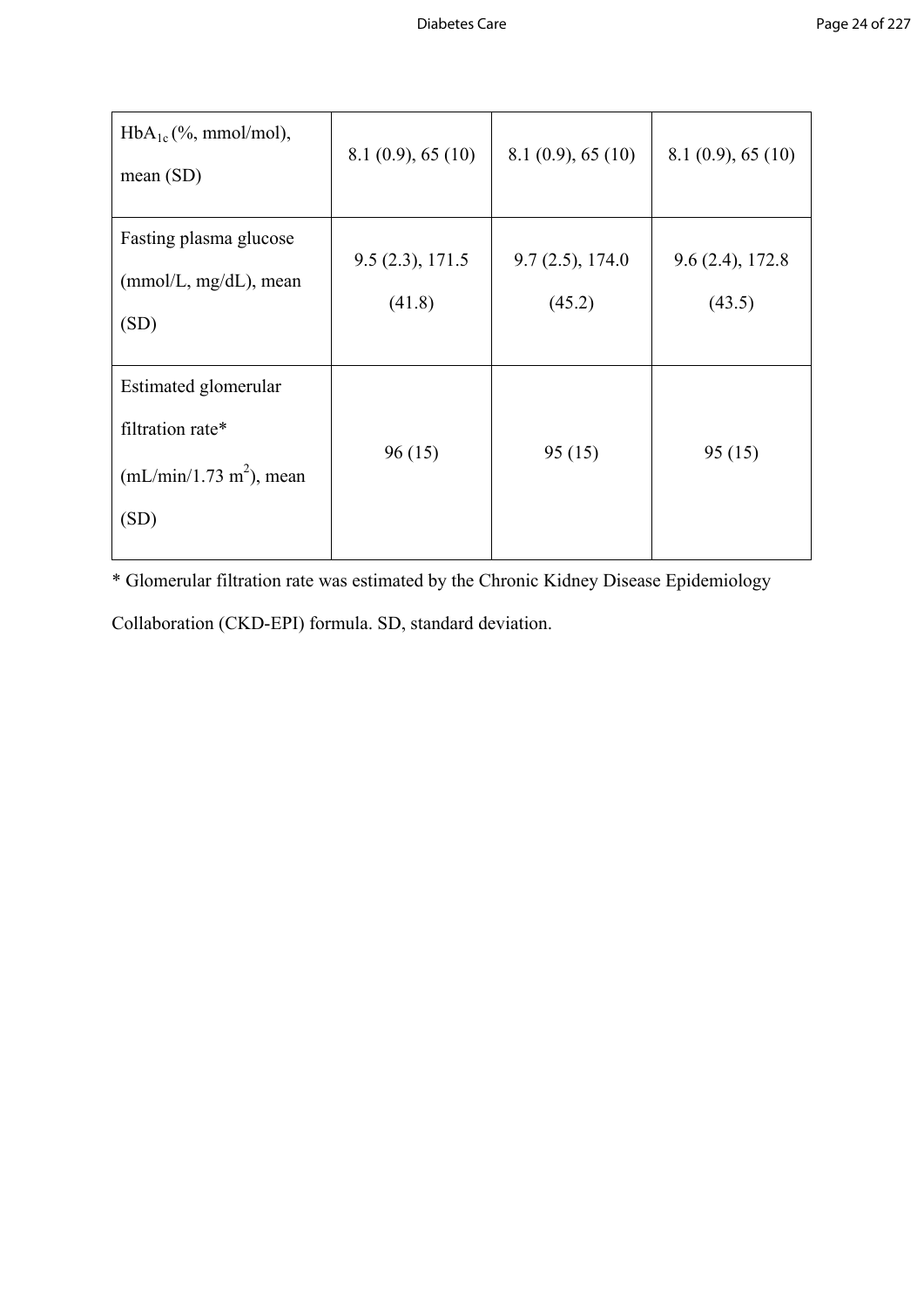| | | | |
|---|---|---|---|
| $HbA_{1c}$ (%, mmol/mol), mean (SD) | 8.1 (0.9), 65 (10) | 8.1 (0.9), 65 (10) | 8.1 (0.9), 65 (10) |
| Fasting plasma glucose (mmol/L, mg/dL), mean (SD) | 9.5 (2.3), 171.5 (41.8) | 9.7 (2.5), 174.0 (45.2) | 9.6 (2.4), 172.8 (43.5) |
| Estimated glomerular filtration rate* (mL/min/1.73 $m^2$), mean (SD) | 96 (15) | 95 (15) | 95 (15) |

* Glomerular filtration rate was estimated by the Chronic Kidney Disease Epidemiology Collaboration (CKD-EPI) formula. SD, standard deviation.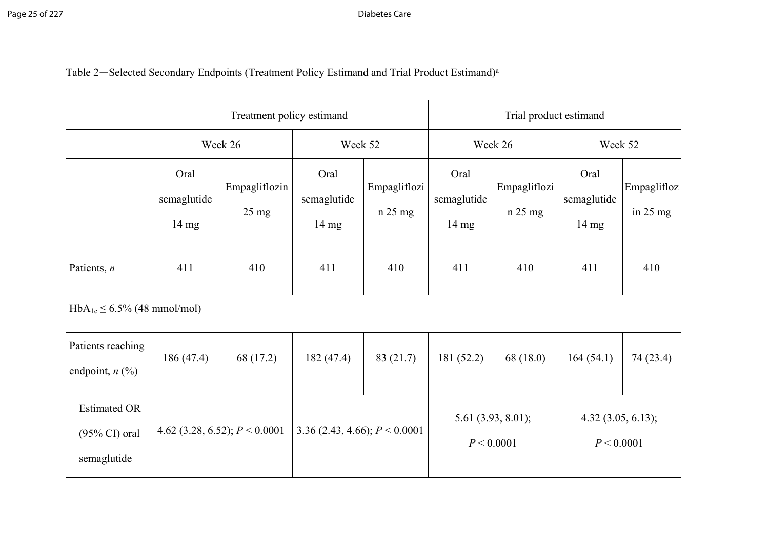Table 2—Selected Secondary Endpoints (Treatment Policy Estimand and Trial Product Estimand)[a]

| | Treatment policy estimand | | | | Trial product estimand | | | |
|---|---|---|---|---|---|---|---|---|
| | Week 26 | | Week 52 | | Week 26 | | Week 52 | |
| | Oral semaglutide 14 mg | Empagliflozin 25 mg | Oral semaglutide 14 mg | Empagliflozin 25 mg | Oral semaglutide 14 mg | Empagliflozin 25 mg | Oral semaglutide 14 mg | Empagliflozin 25 mg |
| Patients, *n* | 411 | 410 | 411 | 410 | 411 | 410 | 411 | 410 |
| $HbA_{1c}$ ≤ 6.5% (48 mmol/mol) | | | | | | | | |
| Patients reaching endpoint, *n* (%) | 186 (47.4) | 68 (17.2) | 182 (47.4) | 83 (21.7) | 181 (52.2) | 68 (18.0) | 164 (54.1) | 74 (23.4) |
| Estimated OR (95% CI) oral semaglutide | 4.62 (3.28, 6.52); $P < 0.0001$ | | 3.36 (2.43, 4.66); $P < 0.0001$ | | 5.61 (3.93, 8.01); $P < 0.0001$ | | 4.32 (3.05, 6.13); $P < 0.0001$ | |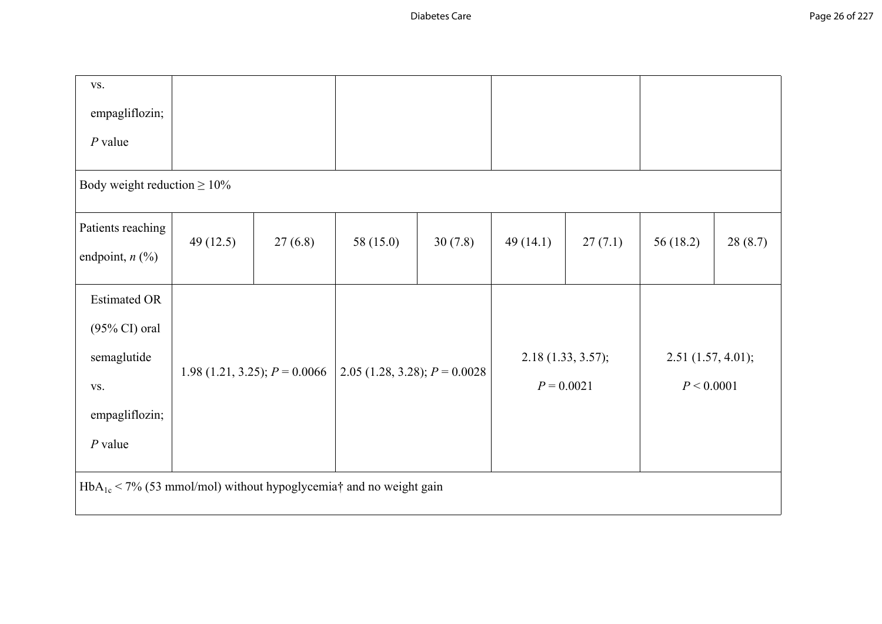| | | | | | | | | |
|---|---|---|---|---|---|---|---|---|
| vs. empagliflozin; *P* value | | | | | | | | |
| Body weight reduction ≥ 10% | | | | | | | | |
| Patients reaching endpoint, *n* (%) | 49 (12.5) | 27 (6.8) | 58 (15.0) | 30 (7.8) | 49 (14.1) | 27 (7.1) | 56 (18.2) | 28 (8.7) |
| Estimated OR (95% CI) oral semaglutide vs. empagliflozin; *P* value | 1.98 (1.21, 3.25); $P = 0.0066$ | | 2.05 (1.28, 3.28); $P = 0.0028$ | | 2.18 (1.33, 3.57); $P = 0.0021$ | | 2.51 (1.57, 4.01); $P < 0.0001$ | |
| $HbA_{1c} < 7\%$ (53 mmol/mol) without hypoglycemia† and no weight gain | | | | | | | | |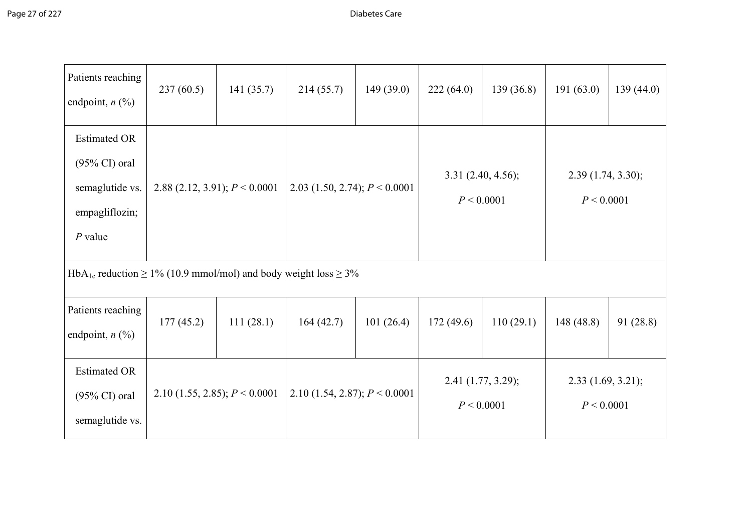| | | | | | | | | |
|---|---|---|---|---|---|---|---|---|
| Patients reaching endpoint, *n* (%) | 237 (60.5) | 141 (35.7) | 214 (55.7) | 149 (39.0) | 222 (64.0) | 139 (36.8) | 191 (63.0) | 139 (44.0) |
| Estimated OR (95% CI) oral semaglutide vs. empagliflozin; *P* value | 2.88 (2.12, 3.91); $P < 0.0001$ | | 2.03 (1.50, 2.74); $P < 0.0001$ | | 3.31 (2.40, 4.56); $P < 0.0001$ | | 2.39 (1.74, 3.30); $P < 0.0001$ | |
| $HbA_{1c}$ reduction ≥ 1% (10.9 mmol/mol) and body weight loss ≥ 3% | | | | | | | | |
| Patients reaching endpoint, *n* (%) | 177 (45.2) | 111 (28.1) | 164 (42.7) | 101 (26.4) | 172 (49.6) | 110 (29.1) | 148 (48.8) | 91 (28.8) |
| Estimated OR (95% CI) oral semaglutide vs. | 2.10 (1.55, 2.85); $P < 0.0001$ | | 2.10 (1.54, 2.87); $P < 0.0001$ | | 2.41 (1.77, 3.29); $P < 0.0001$ | | 2.33 (1.69, 3.21); $P < 0.0001$ | |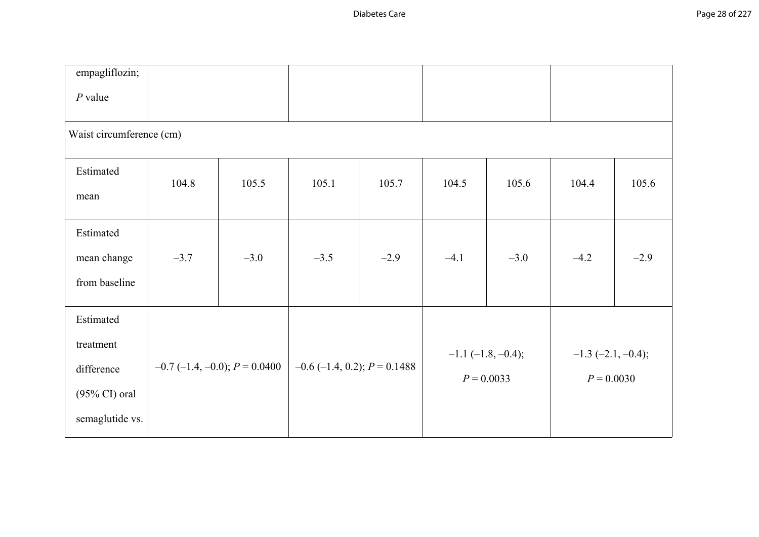| empagliflozin; *P* value | | | | | | | | |
|---|---|---|---|---|---|---|---|---|
| Waist circumference (cm) | | | | | | | | |
| Estimated mean | 104.8 | 105.5 | 105.1 | 105.7 | 104.5 | 105.6 | 104.4 | 105.6 |
| Estimated mean change from baseline | –3.7 | –3.0 | –3.5 | –2.9 | –4.1 | –3.0 | –4.2 | –2.9 |
| Estimated treatment difference (95% CI) oral semaglutide vs. | –0.7 (–1.4, –0.0); *P* = 0.0400 | | –0.6 (–1.4, 0.2); *P* = 0.1488 | | –1.1 (–1.8, –0.4); *P* = 0.0033 | | –1.3 (–2.1, –0.4); *P* = 0.0030 | |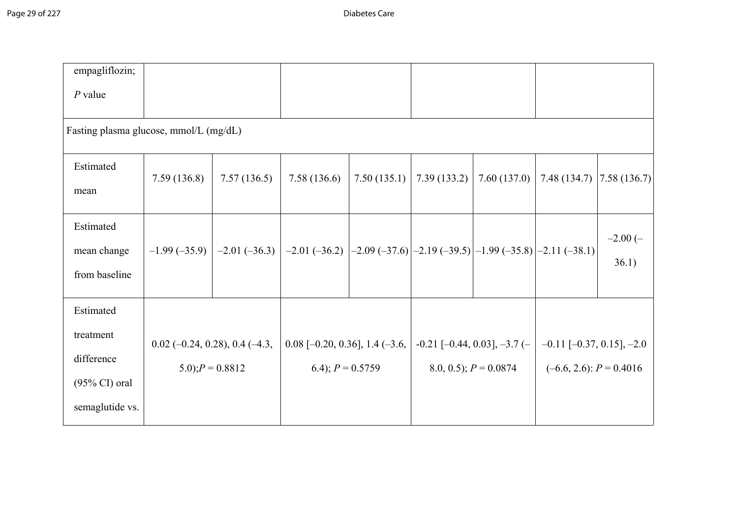| empagliflozin; *P* value | | | | | | | | |
|---|---|---|---|---|---|---|---|---|
| Fasting plasma glucose, mmol/L (mg/dL) | | | | | | | | |
| Estimated mean | 7.59 (136.8) | 7.57 (136.5) | 7.58 (136.6) | 7.50 (135.1) | 7.39 (133.2) | 7.60 (137.0) | 7.48 (134.7) | 7.58 (136.7) |
| Estimated mean change from baseline | –1.99 (–35.9) | –2.01 (–36.3) | –2.01 (–36.2) | –2.09 (–37.6) | –2.19 (–39.5) | –1.99 (–35.8) | –2.11 (–38.1) | –2.00 (–36.1) |
| Estimated treatment difference (95% CI) oral semaglutide vs. | 0.02 (–0.24, 0.28), 0.4 (–4.3, 5.0);*P* = 0.8812 | | 0.08 [–0.20, 0.36], 1.4 (–3.6, 6.4); *P* = 0.5759 | | -0.21 [–0.44, 0.03], –3.7 (–8.0, 0.5); *P* = 0.0874 | | –0.11 [–0.37, 0.15], –2.0 (–6.6, 2.6): *P* = 0.4016 | |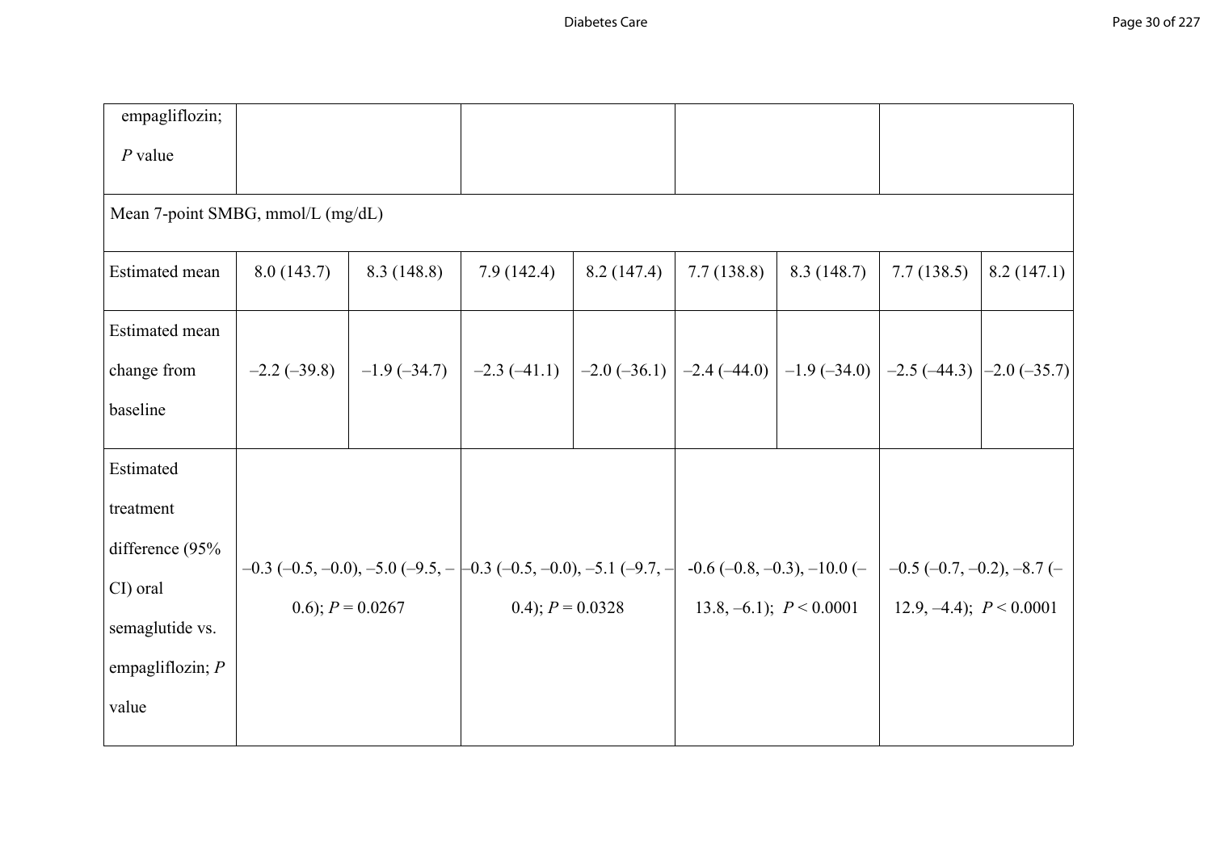| empagliflozin; *P* value | | | | | | | | |
|---|---|---|---|---|---|---|---|---|
| Mean 7-point SMBG, mmol/L (mg/dL) | | | | | | | | |
| Estimated mean | 8.0 (143.7) | 8.3 (148.8) | 7.9 (142.4) | 8.2 (147.4) | 7.7 (138.8) | 8.3 (148.7) | 7.7 (138.5) | 8.2 (147.1) |
| Estimated mean change from baseline | –2.2 (–39.8) | –1.9 (–34.7) | –2.3 (–41.1) | –2.0 (–36.1) | –2.4 (–44.0) | –1.9 (–34.0) | –2.5 (–44.3) | –2.0 (–35.7) |
| Estimated treatment difference (95% CI) oral semaglutide vs. empagliflozin; *P* value | –0.3 (–0.5, –0.0), –5.0 (–9.5, –0.6); *P* = 0.0267 | | –0.3 (–0.5, –0.0), –5.1 (–9.7, –0.4); *P* = 0.0328 | | -0.6 (–0.8, –0.3), –10.0 (–13.8, –6.1); *P* < 0.0001 | | –0.5 (–0.7, –0.2), –8.7 (–12.9, –4.4); *P* < 0.0001 | |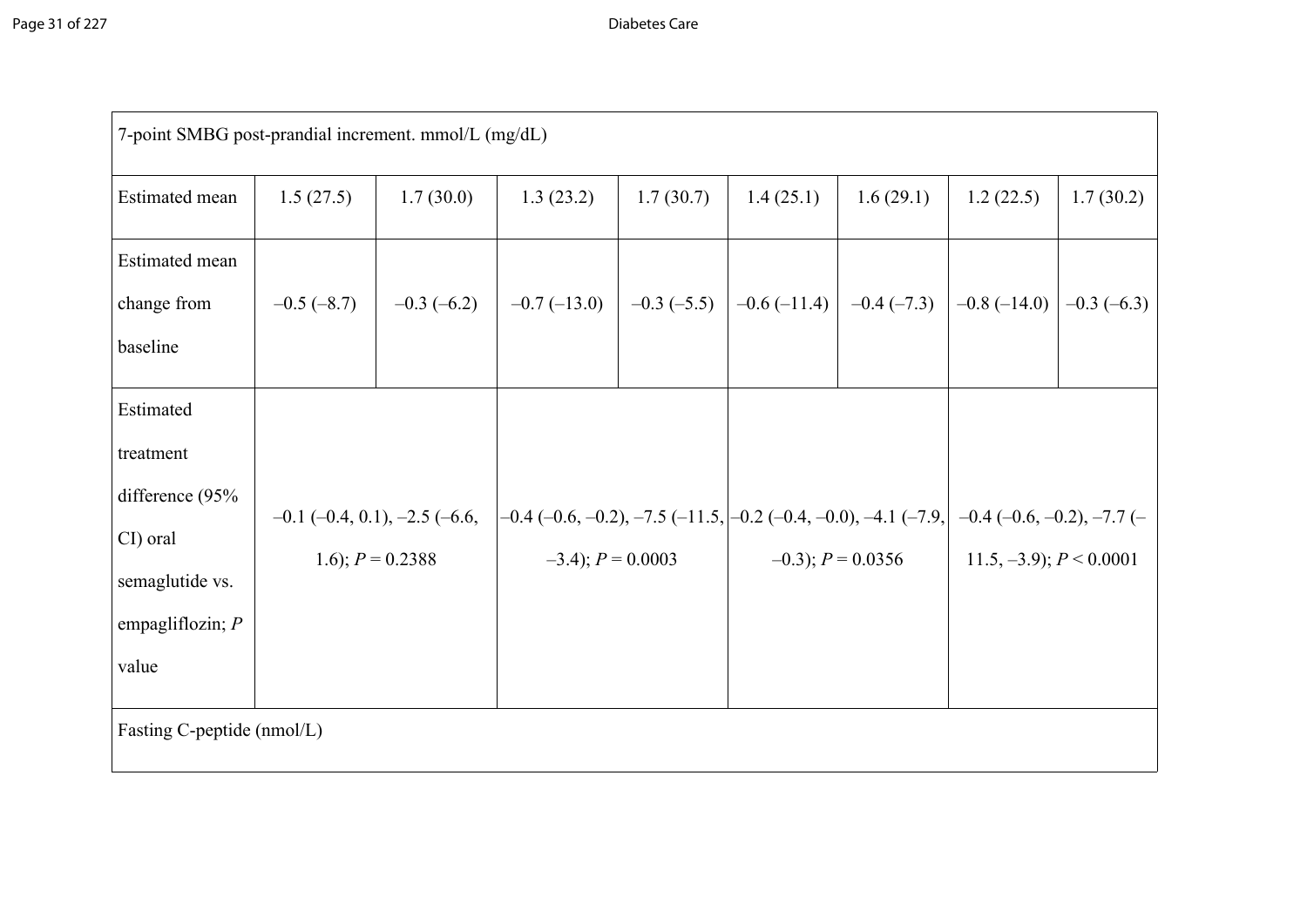| | | | | | | | | |
|---|---|---|---|---|---|---|---|---|
| 7-point SMBG post-prandial increment. mmol/L (mg/dL) | | | | | | | | |
| Estimated mean | 1.5 (27.5) | 1.7 (30.0) | 1.3 (23.2) | 1.7 (30.7) | 1.4 (25.1) | 1.6 (29.1) | 1.2 (22.5) | 1.7 (30.2) |
| Estimated mean change from baseline | –0.5 (–8.7) | –0.3 (–6.2) | –0.7 (–13.0) | –0.3 (–5.5) | –0.6 (–11.4) | –0.4 (–7.3) | –0.8 (–14.0) | –0.3 (–6.3) |
| Estimated treatment difference (95% CI) oral semaglutide vs. empagliflozin; *P* value | –0.1 (–0.4, 0.1), –2.5 (–6.6, 1.6); *P* = 0.2388 | | –0.4 (–0.6, –0.2), –7.5 (–11.5, –3.4); *P* = 0.0003 | | –0.2 (–0.4, –0.0), –4.1 (–7.9, –0.3); *P* = 0.0356 | | –0.4 (–0.6, –0.2), –7.7 (–11.5, –3.9); *P* < 0.0001 | |
| Fasting C-peptide (nmol/L) | | | | | | | | |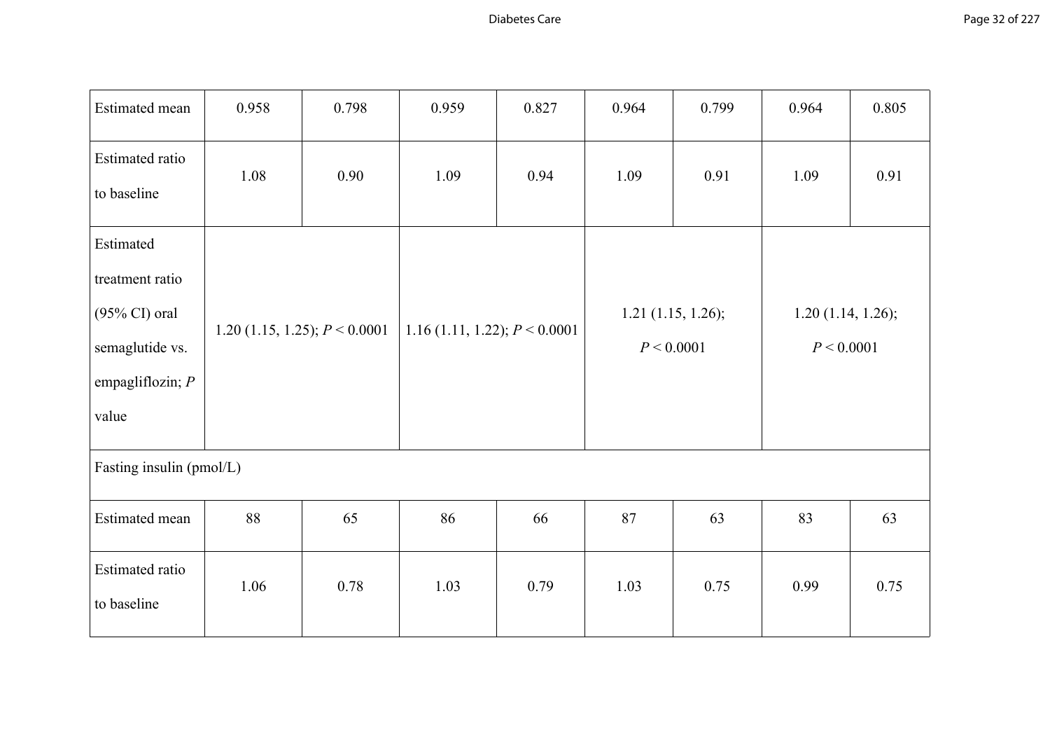| | | | | | | | | |
|---|---|---|---|---|---|---|---|---|
| Estimated mean | 0.958 | 0.798 | 0.959 | 0.827 | 0.964 | 0.799 | 0.964 | 0.805 |
| Estimated ratio to baseline | 1.08 | 0.90 | 1.09 | 0.94 | 1.09 | 0.91 | 1.09 | 0.91 |
| Estimated treatment ratio (95% CI) oral semaglutide vs. empagliflozin; *P* value | 1.20 (1.15, 1.25); $P < 0.0001$ | | 1.16 (1.11, 1.22); $P < 0.0001$ | | 1.21 (1.15, 1.26); $P < 0.0001$ | | 1.20 (1.14, 1.26); $P < 0.0001$ | |
| Fasting insulin (pmol/L) | | | | | | | | |
| Estimated mean | 88 | 65 | 86 | 66 | 87 | 63 | 83 | 63 |
| Estimated ratio to baseline | 1.06 | 0.78 | 1.03 | 0.79 | 1.03 | 0.75 | 0.99 | 0.75 |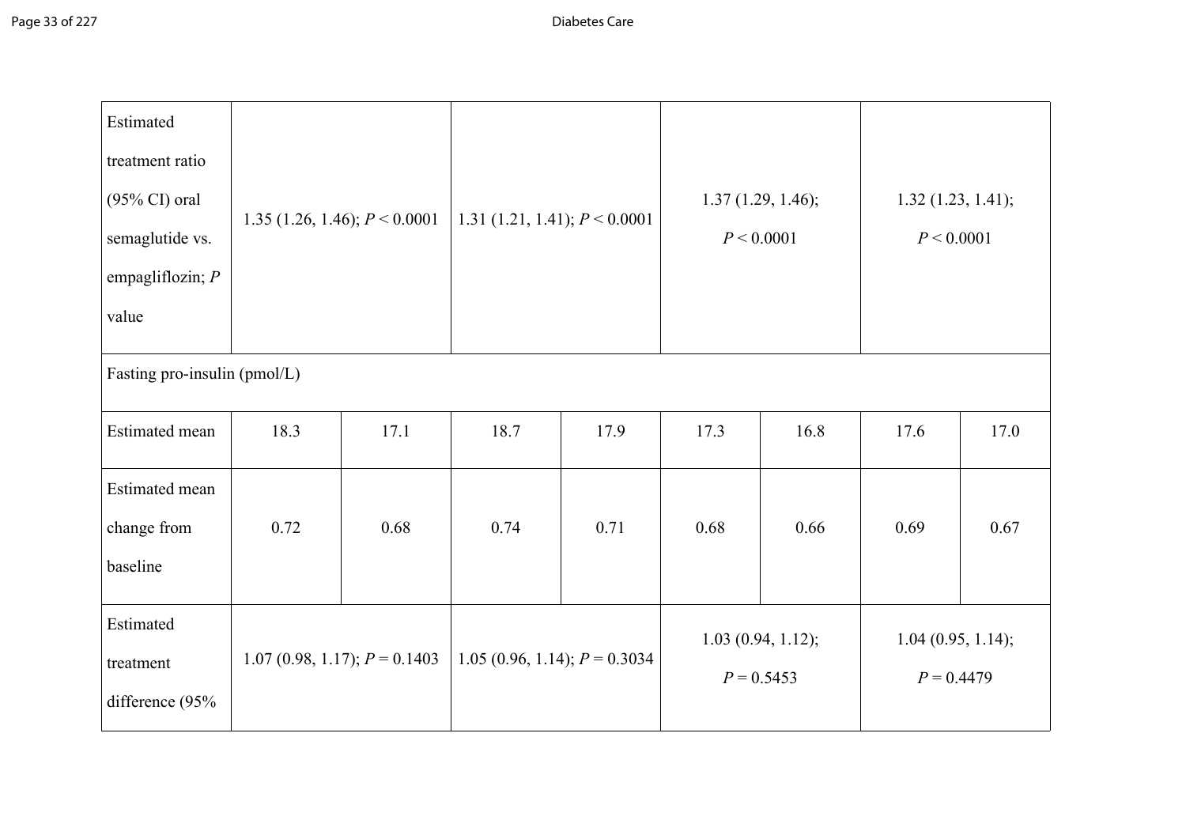| | | | | | | | | |
|---|---|---|---|---|---|---|---|---|
| Estimated treatment ratio (95% CI) oral semaglutide vs. empagliflozin; *P* value | 1.35 (1.26, 1.46); *P* < 0.0001 | | 1.31 (1.21, 1.41); *P* < 0.0001 | | 1.37 (1.29, 1.46); *P* < 0.0001 | | 1.32 (1.23, 1.41); *P* < 0.0001 | |
| Fasting pro-insulin (pmol/L) | | | | | | | | |
| Estimated mean | 18.3 | 17.1 | 18.7 | 17.9 | 17.3 | 16.8 | 17.6 | 17.0 |
| Estimated mean change from baseline | 0.72 | 0.68 | 0.74 | 0.71 | 0.68 | 0.66 | 0.69 | 0.67 |
| Estimated treatment difference (95% | 1.07 (0.98, 1.17); *P* = 0.1403 | | 1.05 (0.96, 1.14); *P* = 0.3034 | | 1.03 (0.94, 1.12); *P* = 0.5453 | | 1.04 (0.95, 1.14); *P* = 0.4479 | |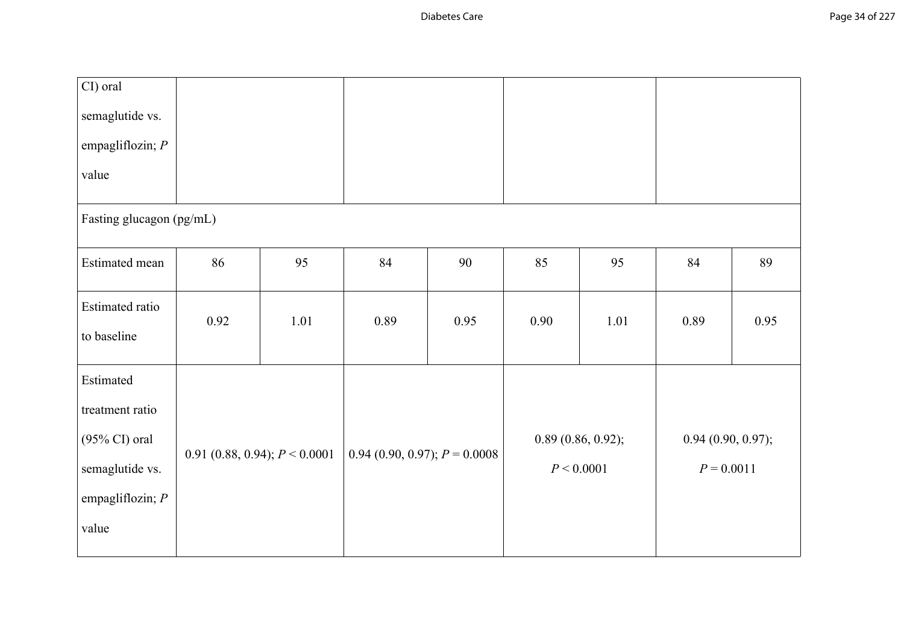| | | | | | | | | |
|---|---|---|---|---|---|---|---|---|
| CI) oral semaglutide vs. empagliflozin; *P* value | | | | | | | | |
| Fasting glucagon (pg/mL) | | | | | | | | |
| Estimated mean | 86 | 95 | 84 | 90 | 85 | 95 | 84 | 89 |
| Estimated ratio to baseline | 0.92 | 1.01 | 0.89 | 0.95 | 0.90 | 1.01 | 0.89 | 0.95 |
| Estimated treatment ratio (95% CI) oral semaglutide vs. empagliflozin; *P* value | 0.91 (0.88, 0.94); $P < 0.0001$ | | 0.94 (0.90, 0.97); $P = 0.0008$ | | 0.89 (0.86, 0.92); $P < 0.0001$ | | 0.94 (0.90, 0.97); $P = 0.0011$ | |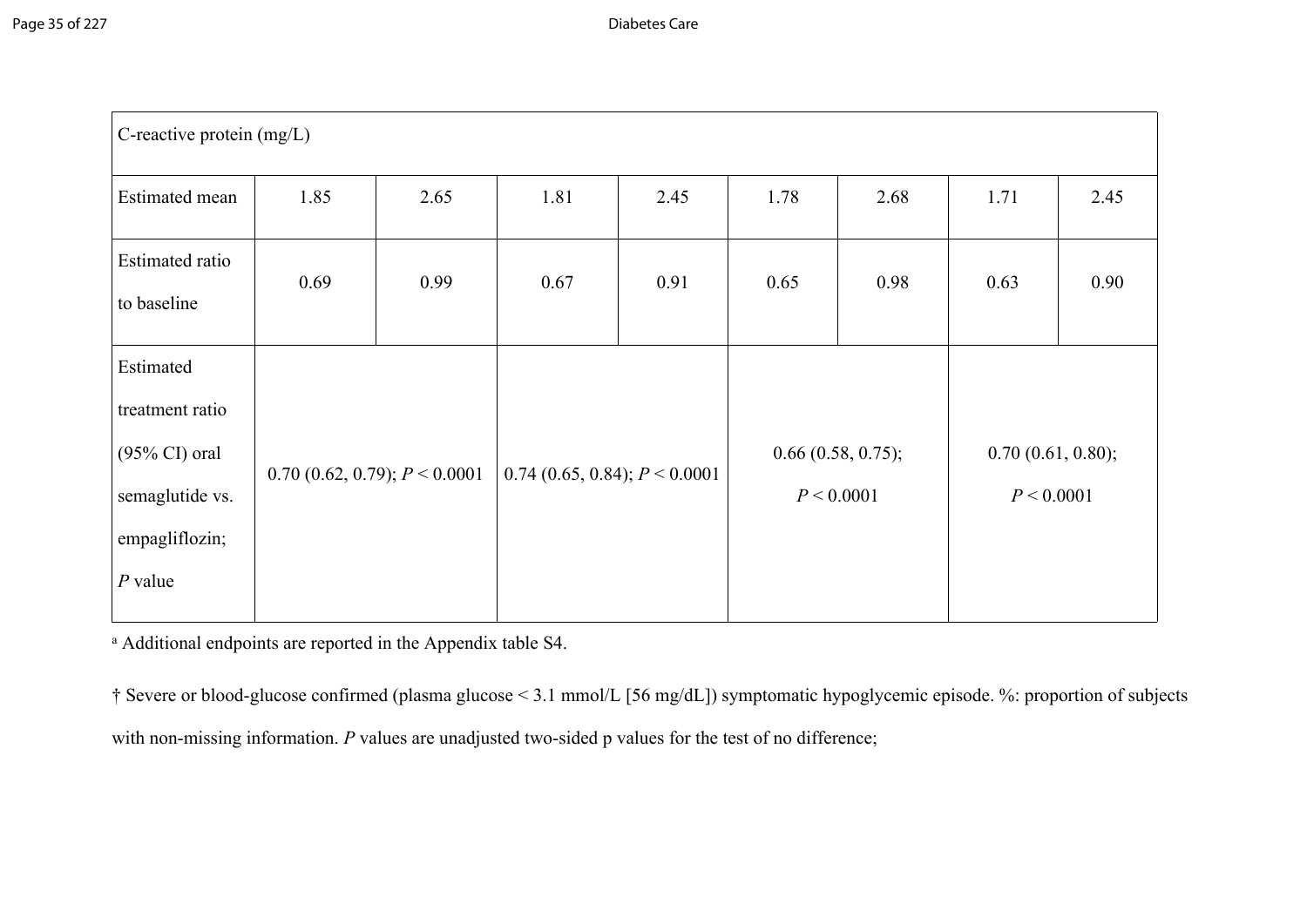| C-reactive protein (mg/L) | | | | | | | | |
|---|---|---|---|---|---|---|---|---|
| Estimated mean | 1.85 | 2.65 | 1.81 | 2.45 | 1.78 | 2.68 | 1.71 | 2.45 |
| Estimated ratio to baseline | 0.69 | 0.99 | 0.67 | 0.91 | 0.65 | 0.98 | 0.63 | 0.90 |
| Estimated treatment ratio (95% CI) oral semaglutide vs. empagliflozin; *P* value | 0.70 (0.62, 0.79); *P* < 0.0001 | | 0.74 (0.65, 0.84); *P* < 0.0001 | | 0.66 (0.58, 0.75); *P* < 0.0001 | | 0.70 (0.61, 0.80); *P* < 0.0001 | |

[a] Additional endpoints are reported in the Appendix table S4.

† Severe or blood-glucose confirmed (plasma glucose < 3.1 mmol/L [56 mg/dL]) symptomatic hypoglycemic episode. %: proportion of subjects with non-missing information. *P* values are unadjusted two-sided p values for the test of no difference;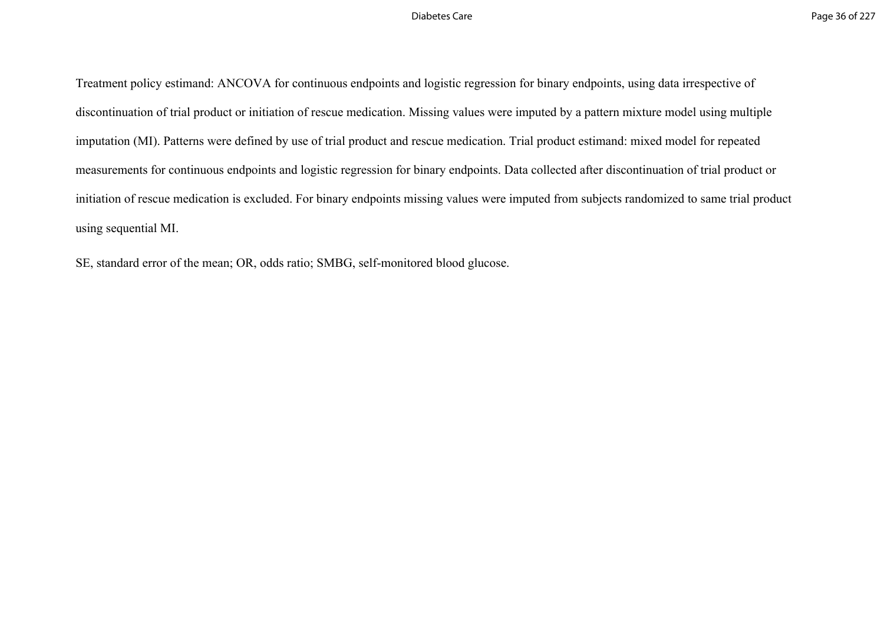Treatment policy estimand: ANCOVA for continuous endpoints and logistic regression for binary endpoints, using data irrespective of discontinuation of trial product or initiation of rescue medication. Missing values were imputed by a pattern mixture model using multiple imputation (MI). Patterns were defined by use of trial product and rescue medication. Trial product estimand: mixed model for repeated measurements for continuous endpoints and logistic regression for binary endpoints. Data collected after discontinuation of trial product or initiation of rescue medication is excluded. For binary endpoints missing values were imputed from subjects randomized to same trial product using sequential MI.

SE, standard error of the mean; OR, odds ratio; SMBG, self-monitored blood glucose.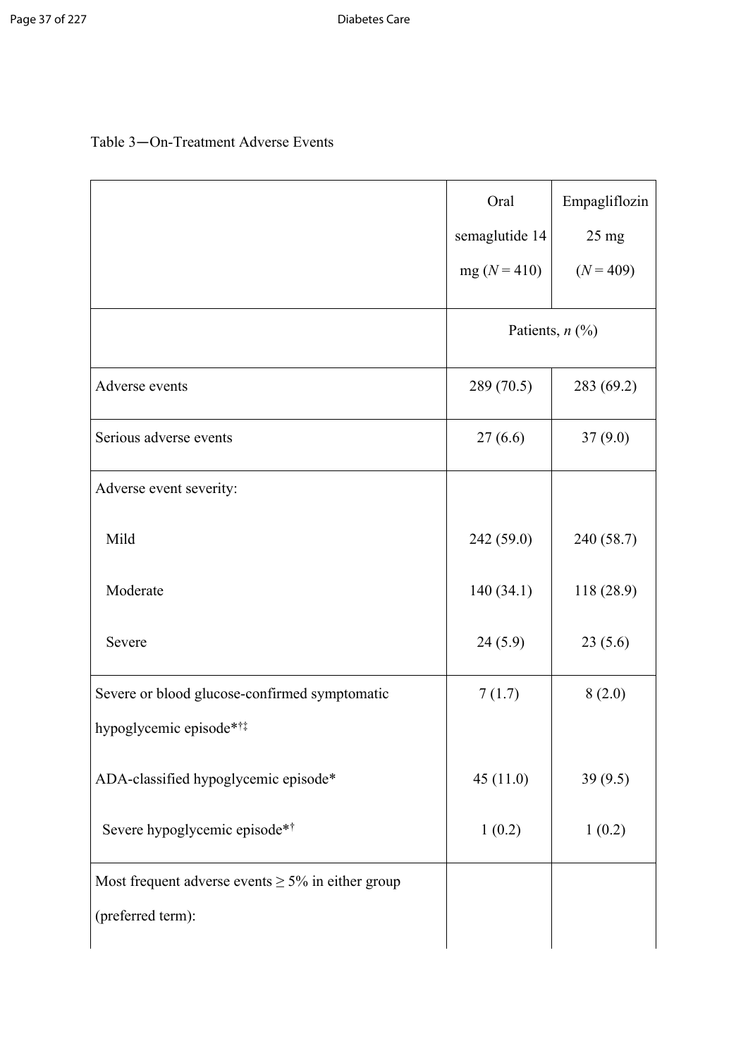Table 3—On-Treatment Adverse Events

| | Oral semaglutide 14 mg (*N* = 410) | Empagliflozin 25 mg (*N* = 409) |
|---|---|---|
| | Patients, *n* (%) | |
| Adverse events | 289 (70.5) | 283 (69.2) |
| Serious adverse events | 27 (6.6) | 37 (9.0) |
| Adverse event severity: | | |
| Mild | 242 (59.0) | 240 (58.7) |
| Moderate | 140 (34.1) | 118 (28.9) |
| Severe | 24 (5.9) | 23 (5.6) |
| Severe or blood glucose-confirmed symptomatic hypoglycemic episode*†‡ | 7 (1.7) | 8 (2.0) |
| ADA-classified hypoglycemic episode* | 45 (11.0) | 39 (9.5) |
| Severe hypoglycemic episode*† | 1 (0.2) | 1 (0.2) |
| Most frequent adverse events ≥ 5% in either group (preferred term): | | |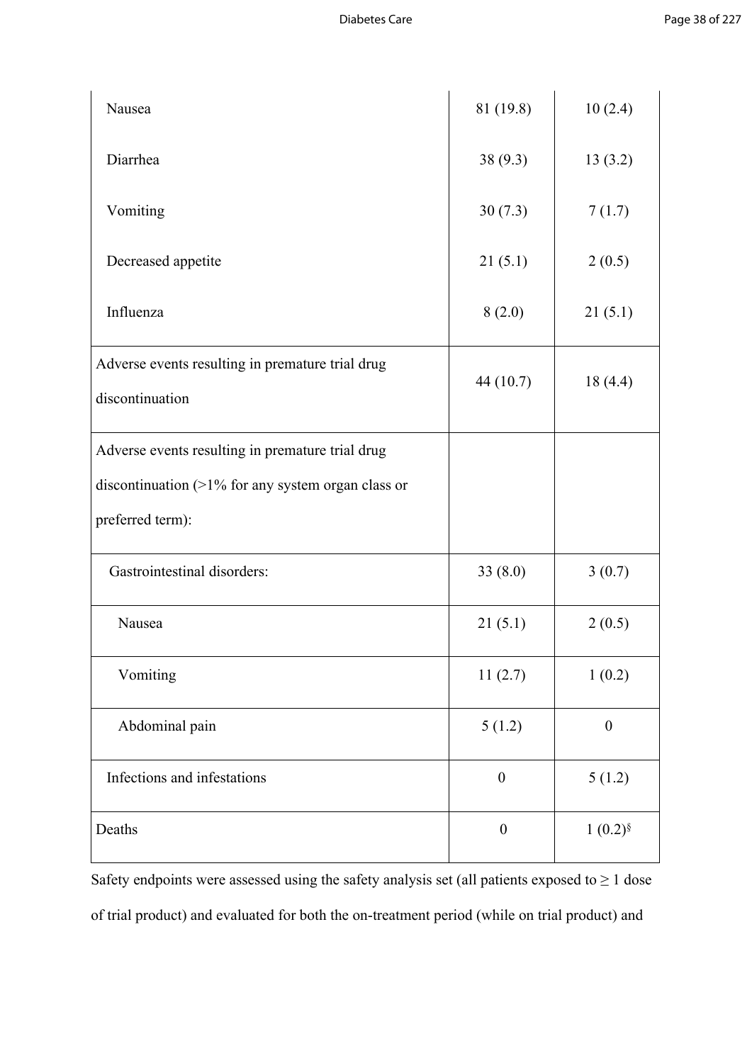| | | |
|---|---|---|
| Nausea | 81 (19.8) | 10 (2.4) |
| Diarrhea | 38 (9.3) | 13 (3.2) |
| Vomiting | 30 (7.3) | 7 (1.7) |
| Decreased appetite | 21 (5.1) | 2 (0.5) |
| Influenza | 8 (2.0) | 21 (5.1) |
| Adverse events resulting in premature trial drug discontinuation | 44 (10.7) | 18 (4.4) |
| Adverse events resulting in premature trial drug discontinuation (>1% for any system organ class or preferred term): | | |
| Gastrointestinal disorders: | 33 (8.0) | 3 (0.7) |
| Nausea | 21 (5.1) | 2 (0.5) |
| Vomiting | 11 (2.7) | 1 (0.2) |
| Abdominal pain | 5 (1.2) | 0 |
| Infections and infestations | 0 | 5 (1.2) |
| Deaths | 0 | 1 (0.2)[§] |

Safety endpoints were assessed using the safety analysis set (all patients exposed to ≥ 1 dose of trial product) and evaluated for both the on-treatment period (while on trial product) and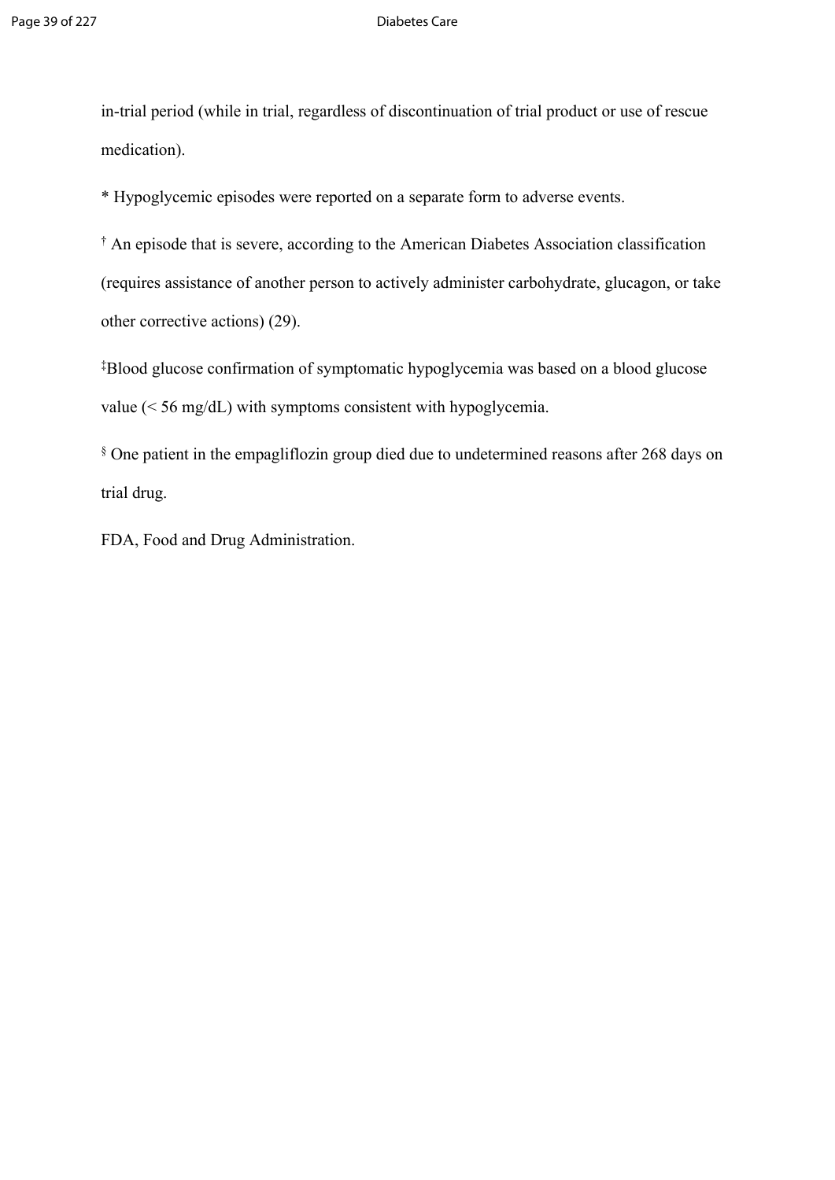in-trial period (while in trial, regardless of discontinuation of trial product or use of rescue medication).

* Hypoglycemic episodes were reported on a separate form to adverse events.

† An episode that is severe, according to the American Diabetes Association classification (requires assistance of another person to actively administer carbohydrate, glucagon, or take other corrective actions) (29).

‡Blood glucose confirmation of symptomatic hypoglycemia was based on a blood glucose value (< 56 mg/dL) with symptoms consistent with hypoglycemia.

§ One patient in the empagliflozin group died due to undetermined reasons after 268 days on trial drug.

FDA, Food and Drug Administration.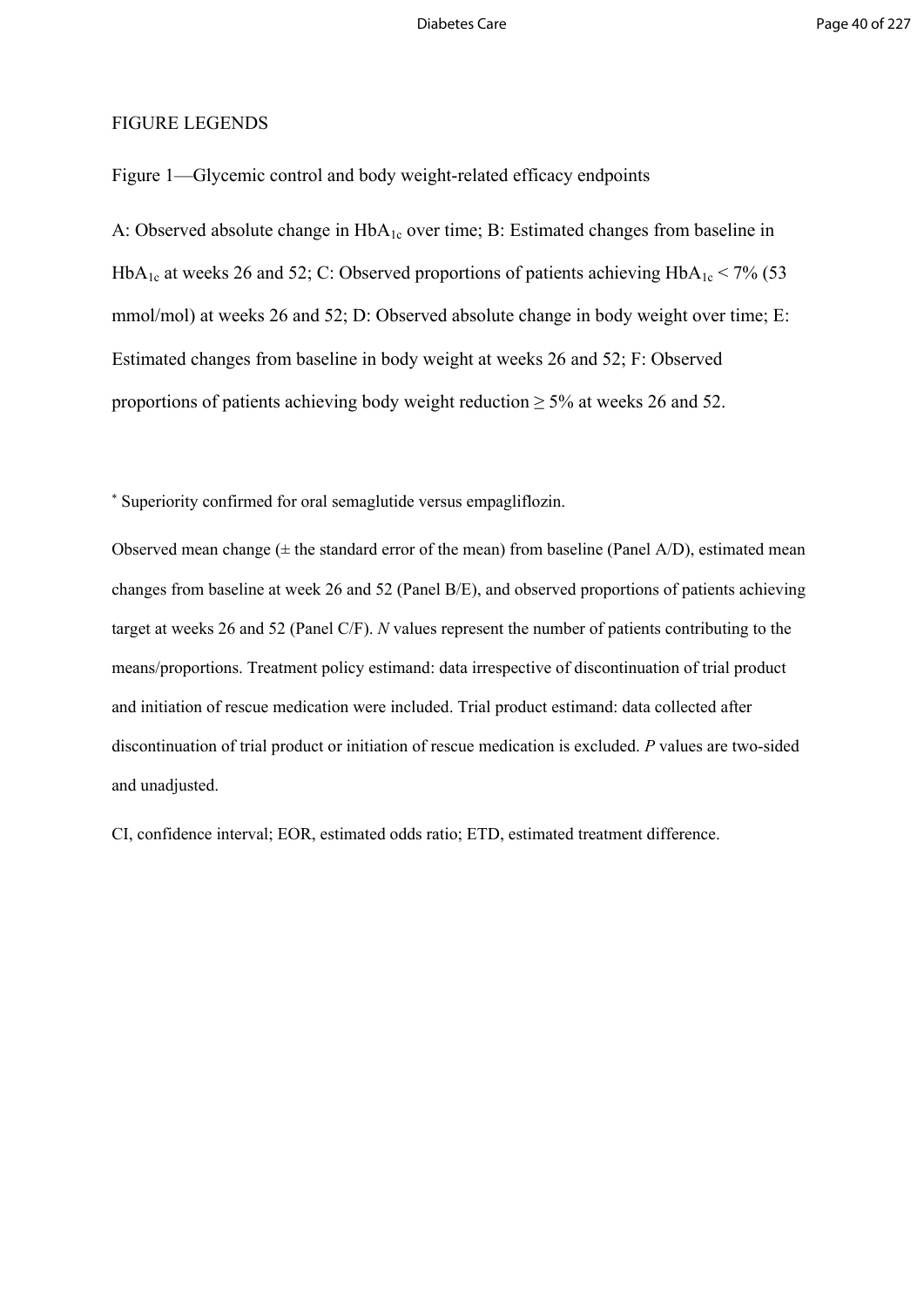FIGURE LEGENDS

Figure 1—Glycemic control and body weight-related efficacy endpoints

A: Observed absolute change in $HbA_{1c}$ over time; B: Estimated changes from baseline in $HbA_{1c}$ at weeks 26 and 52; C: Observed proportions of patients achieving $HbA_{1c}$ < 7% (53 mmol/mol) at weeks 26 and 52; D: Observed absolute change in body weight over time; E: Estimated changes from baseline in body weight at weeks 26 and 52; F: Observed proportions of patients achieving body weight reduction ≥ 5% at weeks 26 and 52.

* Superiority confirmed for oral semaglutide versus empagliflozin.

Observed mean change (± the standard error of the mean) from baseline (Panel A/D), estimated mean changes from baseline at week 26 and 52 (Panel B/E), and observed proportions of patients achieving target at weeks 26 and 52 (Panel C/F). *N* values represent the number of patients contributing to the means/proportions. Treatment policy estimand: data irrespective of discontinuation of trial product and initiation of rescue medication were included. Trial product estimand: data collected after discontinuation of trial product or initiation of rescue medication is excluded. *P* values are two-sided and unadjusted.

CI, confidence interval; EOR, estimated odds ratio; ETD, estimated treatment difference.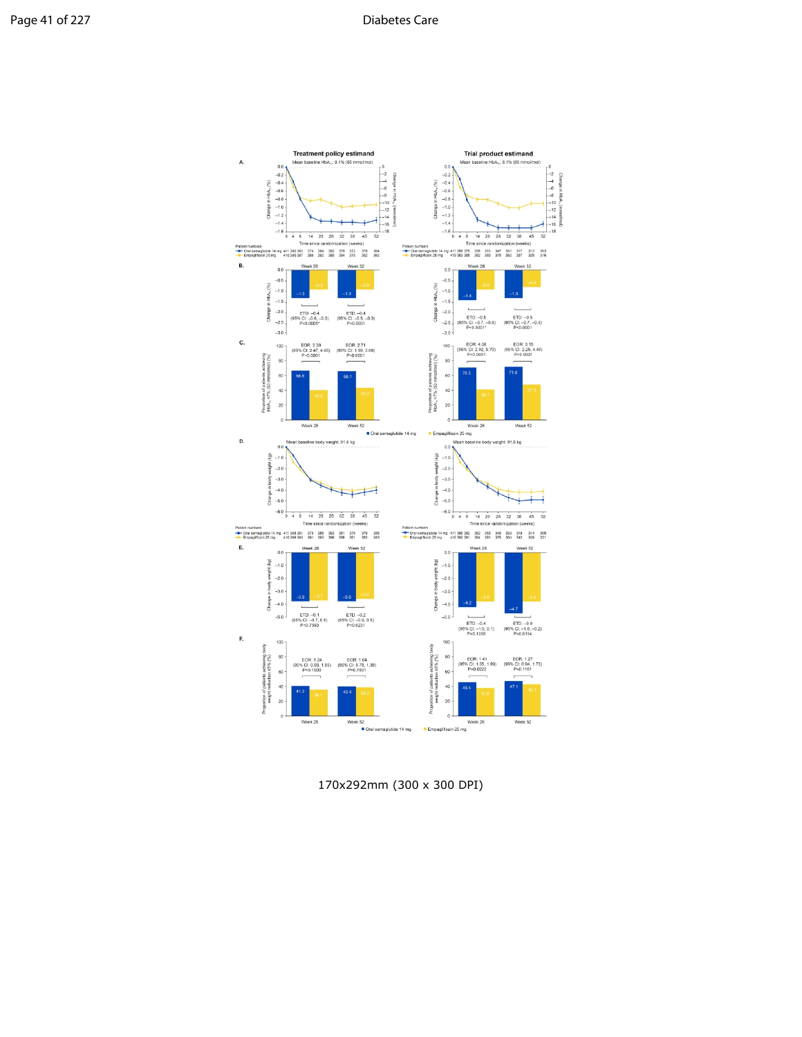Treatment policy estimand

Trial product estimand

A.

Mean baseline $HbA_{1c}$: 8.1% (65 mmol/mol)

Change in $HbA_{1c}$ (%)

Change in $HbA_{1c}$ (mmol/mol)

Time since randomization (weeks)

Patient numbers

Oral semaglutide 14 mg 411 390 383 374 364 362 379 372 376 364

Empagliflozin 25 mg 410 390 387 389 392 386 384 375 382 382

Oral semaglutide 14 mg 411 386 376 356 351 347 331 317 313 303

Empagliflozin 25 mg 410 383 385 382 380 378 352 337 328 316

B.

Week 26

Week 52

Change in $HbA_{1c}$ (%)

−1.3 −0.9 −1.3 −0.9

ETD: −0.4 (95% CI: −0.6, −0.3) P<0.0001*

ETD: −0.4 (95% CI: −0.5, −0.3) P<0.0001

−1.4 −0.9 −1.3 −0.8

ETD: −0.5 (95% CI: −0.7, −0.4) P<0.0001*

ETD: −0.5 (95% CI: −0.7, −0.4) P<0.0001

C.

Proportion of patients achieving $HbA_{1c}$ <7% (53 mmol/mol) (%)

EOR: 3.39 (95% CI: 2.47, 4.65) P<0.0001

EOR: 2.71 (95% CI: 1.99, 3.69) P<0.0001

66.8 40.0 66.1 43.2

EOR: 4.08 (95% CI: 2.92, 5.70) P<0.0001

EOR: 3.15 (95% CI: 2.25, 4.40) P<0.0001

70.3 40.7 71.6 47.3

Week 26

Week 52

Oral semaglutide 14 mg

Empagliflozin 25 mg

D.

Mean baseline body weight: 91.6 kg

Change in body weight (kg)

Time since randomization (weeks)

Patient numbers

Oral semaglutide 14 mg 411 388 381 378 386 383 381 375 379 366

Empagliflozin 25 mg 410 389 383 391 383 386 386 381 383 383

Oral semaglutide 14 mg 411 386 382 362 353 348 333 319 314 308

Empagliflozin 25 mg 410 382 391 384 381 378 354 343 329 321

E.

Week 26

Week 52

Change in body weight (kg)

−3.8 −3.7 −3.8 −3.6

ETD: −0.1 (95% CI: −0.7, 0.5) P=0.7593

ETD: −0.2 (95% CI: −0.9, 0.5) P=0.6231

−4.2 −3.8 −4.7 −3.8

ETD: −0.4 (95% CI: −1.0, 0.1) P=0.1356

ETD: −0.9 (95% CI: −1.6, −0.2) P=0.0114

F.

Proportion of patients achieving body weight reduction ≥5% (%)

EOR: 1.24 (95% CI: 0.93, 1.65) P=0.1500

EOR: 1.04 (95% CI: 0.78, 1.39) P=0.7801

41.2 36.1 40.4 39.2

EOR: 1.41 (95% CI: 1.05, 1.89) P=0.0222

EOR: 1.27 (95% CI: 0.94, 1.73) P=0.1161

45.4 37.6 47.1 42.1

Week 26

Week 52

Oral semaglutide 14 mg

Empagliflozin 25 mg

170x292mm (300 x 300 DPI)